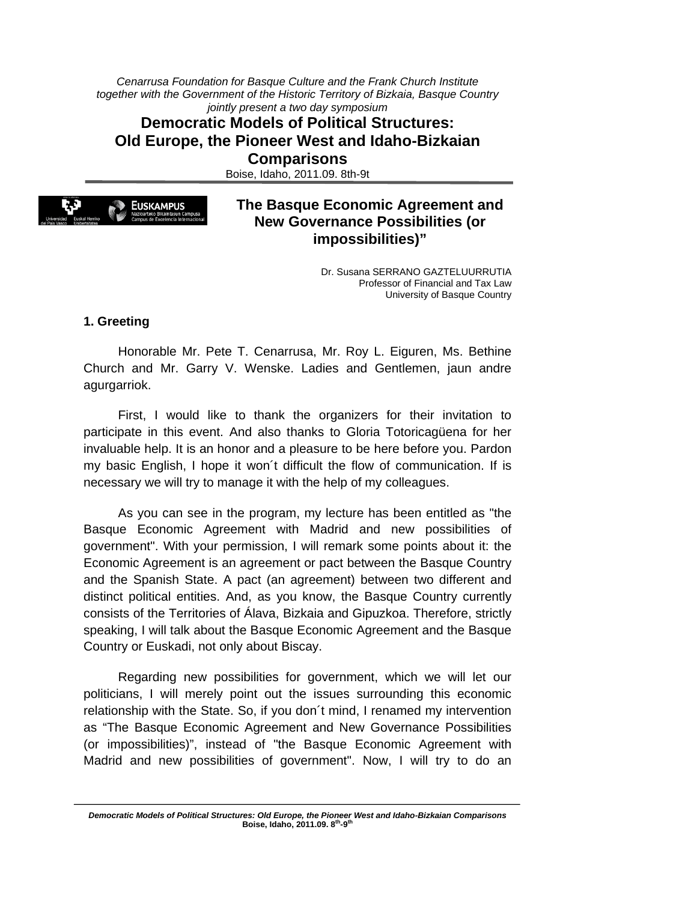*Cenarrusa Foundation for Basque Culture and the Frank Church Institute together with the Government of the Historic Territory of Bizkaia, Basque Country jointly present a two day symposium*

# Democratic Models of Political Structures: Old Europe, the Pioneer West and Idaho-Bizkaian Comparisons

Boise, Idaho, 2011.09. 8th-9t

## The Basque Economic Agreement and New Governance Possibilities (or impossibilities)"

Dr. Susana SERRANO GAZTELUURRUTIA
Professor of Financial and Tax Law
University of Basque Country

### 1. Greeting

Honorable Mr. Pete T. Cenarrusa, Mr. Roy L. Eiguren, Ms. Bethine Church and Mr. Garry V. Wenske. Ladies and Gentlemen, jaun andre agurgarriok.

First, I would like to thank the organizers for their invitation to participate in this event. And also thanks to Gloria Totoricagüena for her invaluable help. It is an honor and a pleasure to be here before you. Pardon my basic English, I hope it won´t difficult the flow of communication. If is necessary we will try to manage it with the help of my colleagues.

As you can see in the program, my lecture has been entitled as "the Basque Economic Agreement with Madrid and new possibilities of government". With your permission, I will remark some points about it: the Economic Agreement is an agreement or pact between the Basque Country and the Spanish State. A pact (an agreement) between two different and distinct political entities. And, as you know, the Basque Country currently consists of the Territories of Álava, Bizkaia and Gipuzkoa. Therefore, strictly speaking, I will talk about the Basque Economic Agreement and the Basque Country or Euskadi, not only about Biscay.

Regarding new possibilities for government, which we will let our politicians, I will merely point out the issues surrounding this economic relationship with the State. So, if you don´t mind, I renamed my intervention as "The Basque Economic Agreement and New Governance Possibilities (or impossibilities)", instead of "the Basque Economic Agreement with Madrid and new possibilities of government". Now, I will try to do an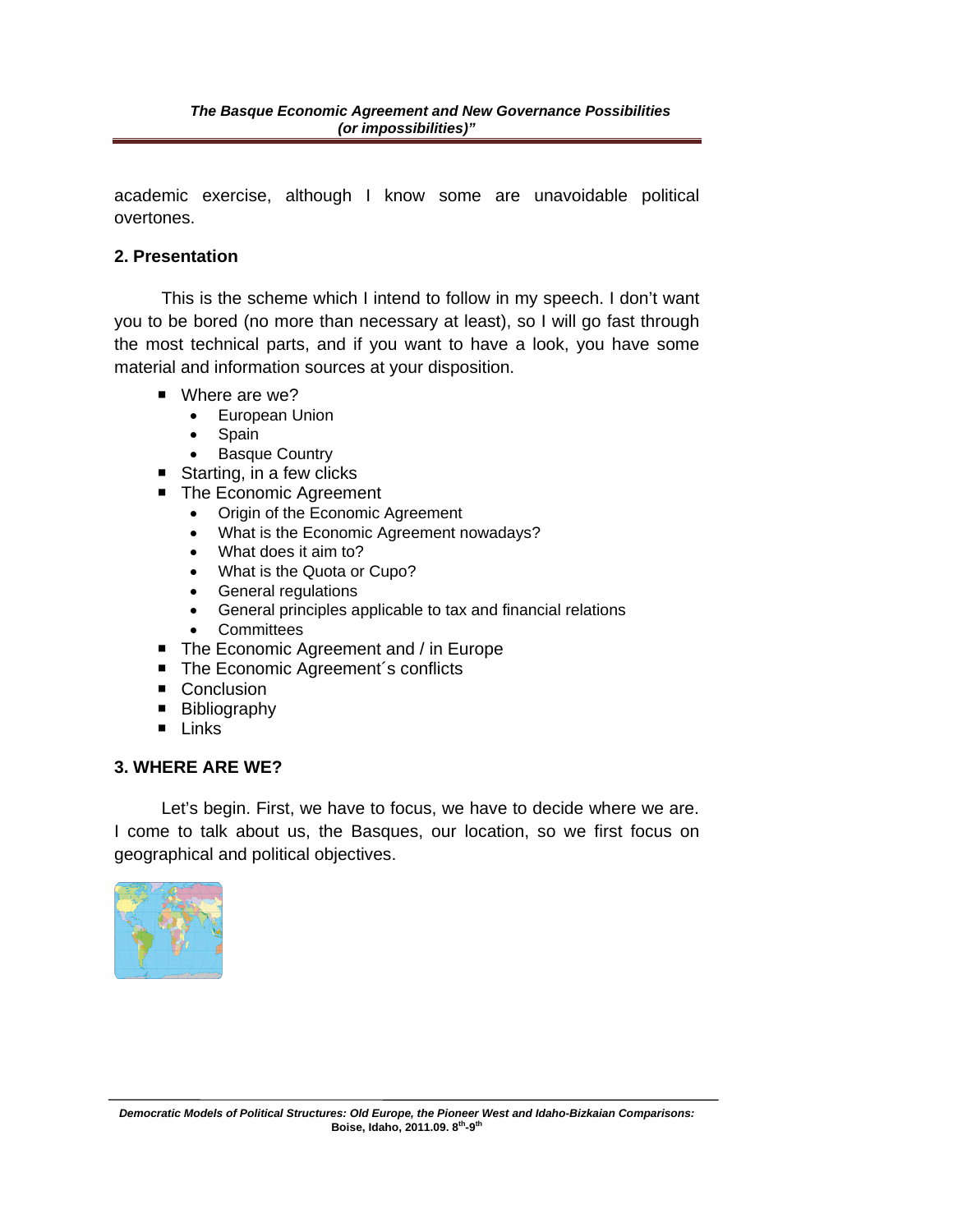academic exercise, although I know some are unavoidable political overtones.

## 2. Presentation

This is the scheme which I intend to follow in my speech. I don't want you to be bored (no more than necessary at least), so I will go fast through the most technical parts, and if you want to have a look, you have some material and information sources at your disposition.

- Where are we?
  - European Union
  - Spain
  - Basque Country
- Starting, in a few clicks
- The Economic Agreement
  - Origin of the Economic Agreement
  - What is the Economic Agreement nowadays?
  - What does it aim to?
  - What is the Quota or Cupo?
  - General regulations
  - General principles applicable to tax and financial relations
  - Committees
- The Economic Agreement and / in Europe
- The Economic Agreement´s conflicts
- Conclusion
- Bibliography
- Links

## 3. WHERE ARE WE?

Let's begin. First, we have to focus, we have to decide where we are. I come to talk about us, the Basques, our location, so we first focus on geographical and political objectives.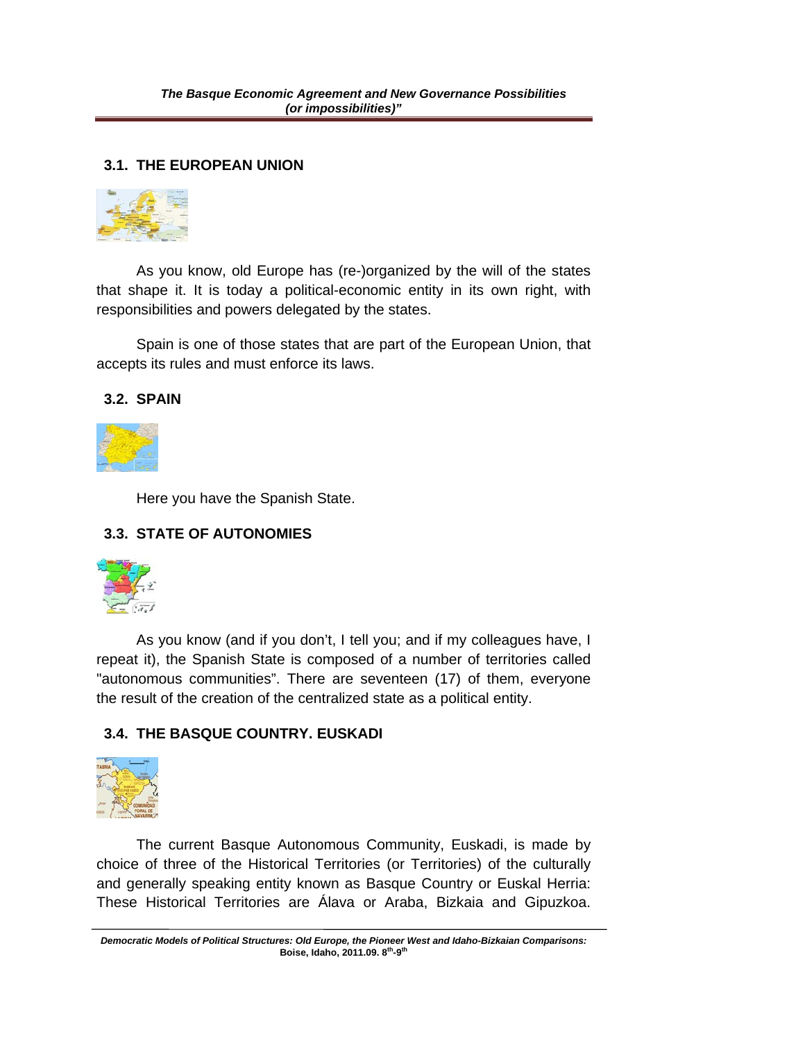## 3.1. THE EUROPEAN UNION

As you know, old Europe has (re-)organized by the will of the states that shape it. It is today a political-economic entity in its own right, with responsibilities and powers delegated by the states.

Spain is one of those states that are part of the European Union, that accepts its rules and must enforce its laws.

## 3.2. SPAIN

Here you have the Spanish State.

## 3.3. STATE OF AUTONOMIES

As you know (and if you don't, I tell you; and if my colleagues have, I repeat it), the Spanish State is composed of a number of territories called "autonomous communities". There are seventeen (17) of them, everyone the result of the creation of the centralized state as a political entity.

## 3.4. THE BASQUE COUNTRY. EUSKADI

The current Basque Autonomous Community, Euskadi, is made by choice of three of the Historical Territories (or Territories) of the culturally and generally speaking entity known as Basque Country or Euskal Herria: These Historical Territories are Álava or Araba, Bizkaia and Gipuzkoa.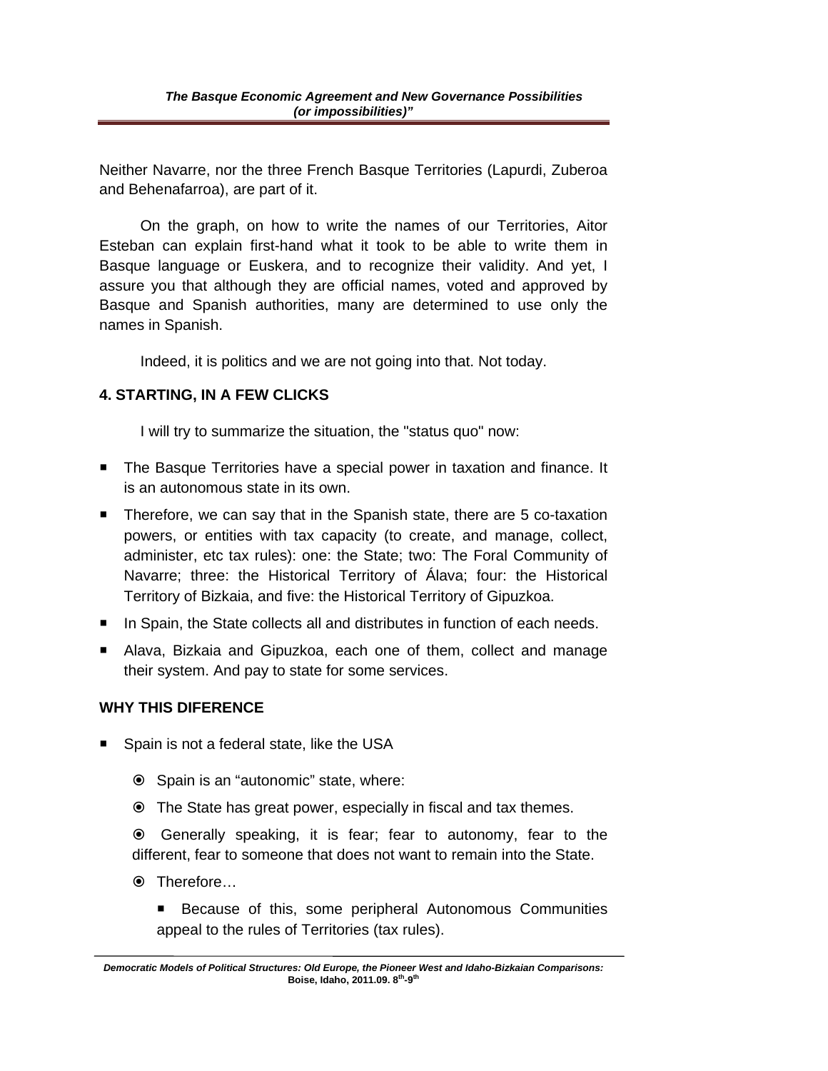Neither Navarre, nor the three French Basque Territories (Lapurdi, Zuberoa and Behenafarroa), are part of it.

On the graph, on how to write the names of our Territories, Aitor Esteban can explain first-hand what it took to be able to write them in Basque language or Euskera, and to recognize their validity. And yet, I assure you that although they are official names, voted and approved by Basque and Spanish authorities, many are determined to use only the names in Spanish.

Indeed, it is politics and we are not going into that. Not today.

## 4. STARTING, IN A FEW CLICKS

I will try to summarize the situation, the "status quo" now:

- The Basque Territories have a special power in taxation and finance. It is an autonomous state in its own.
- Therefore, we can say that in the Spanish state, there are 5 co-taxation powers, or entities with tax capacity (to create, and manage, collect, administer, etc tax rules): one: the State; two: The Foral Community of Navarre; three: the Historical Territory of Álava; four: the Historical Territory of Bizkaia, and five: the Historical Territory of Gipuzkoa.
- In Spain, the State collects all and distributes in function of each needs.
- Alava, Bizkaia and Gipuzkoa, each one of them, collect and manage their system. And pay to state for some services.

## WHY THIS DIFERENCE

- Spain is not a federal state, like the USA
  - Spain is an "autonomic" state, where:
  - The State has great power, especially in fiscal and tax themes.
  - Generally speaking, it is fear; fear to autonomy, fear to the different, fear to someone that does not want to remain into the State.
  - Therefore…
    - Because of this, some peripheral Autonomous Communities appeal to the rules of Territories (tax rules).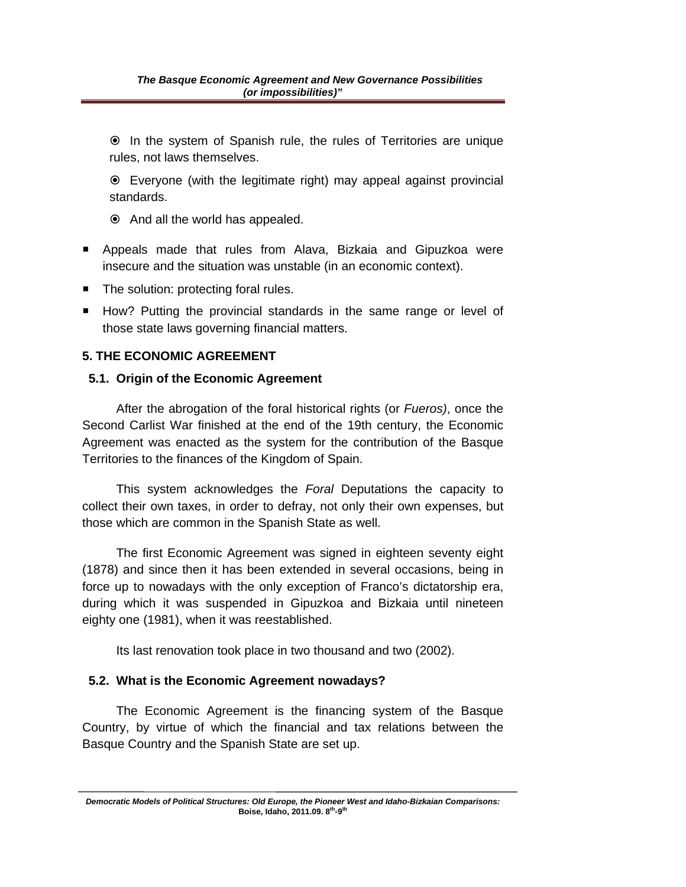- In the system of Spanish rule, the rules of Territories are unique rules, not laws themselves.
- Everyone (with the legitimate right) may appeal against provincial standards.
- And all the world has appealed.

- Appeals made that rules from Alava, Bizkaia and Gipuzkoa were insecure and the situation was unstable (in an economic context).
- The solution: protecting foral rules.
- How? Putting the provincial standards in the same range or level of those state laws governing financial matters.

## 5. THE ECONOMIC AGREEMENT

### 5.1. Origin of the Economic Agreement

After the abrogation of the foral historical rights (or *Fueros)*, once the Second Carlist War finished at the end of the 19th century, the Economic Agreement was enacted as the system for the contribution of the Basque Territories to the finances of the Kingdom of Spain.

This system acknowledges the *Foral* Deputations the capacity to collect their own taxes, in order to defray, not only their own expenses, but those which are common in the Spanish State as well.

The first Economic Agreement was signed in eighteen seventy eight (1878) and since then it has been extended in several occasions, being in force up to nowadays with the only exception of Franco's dictatorship era, during which it was suspended in Gipuzkoa and Bizkaia until nineteen eighty one (1981), when it was reestablished.

Its last renovation took place in two thousand and two (2002).

### 5.2. What is the Economic Agreement nowadays?

The Economic Agreement is the financing system of the Basque Country, by virtue of which the financial and tax relations between the Basque Country and the Spanish State are set up.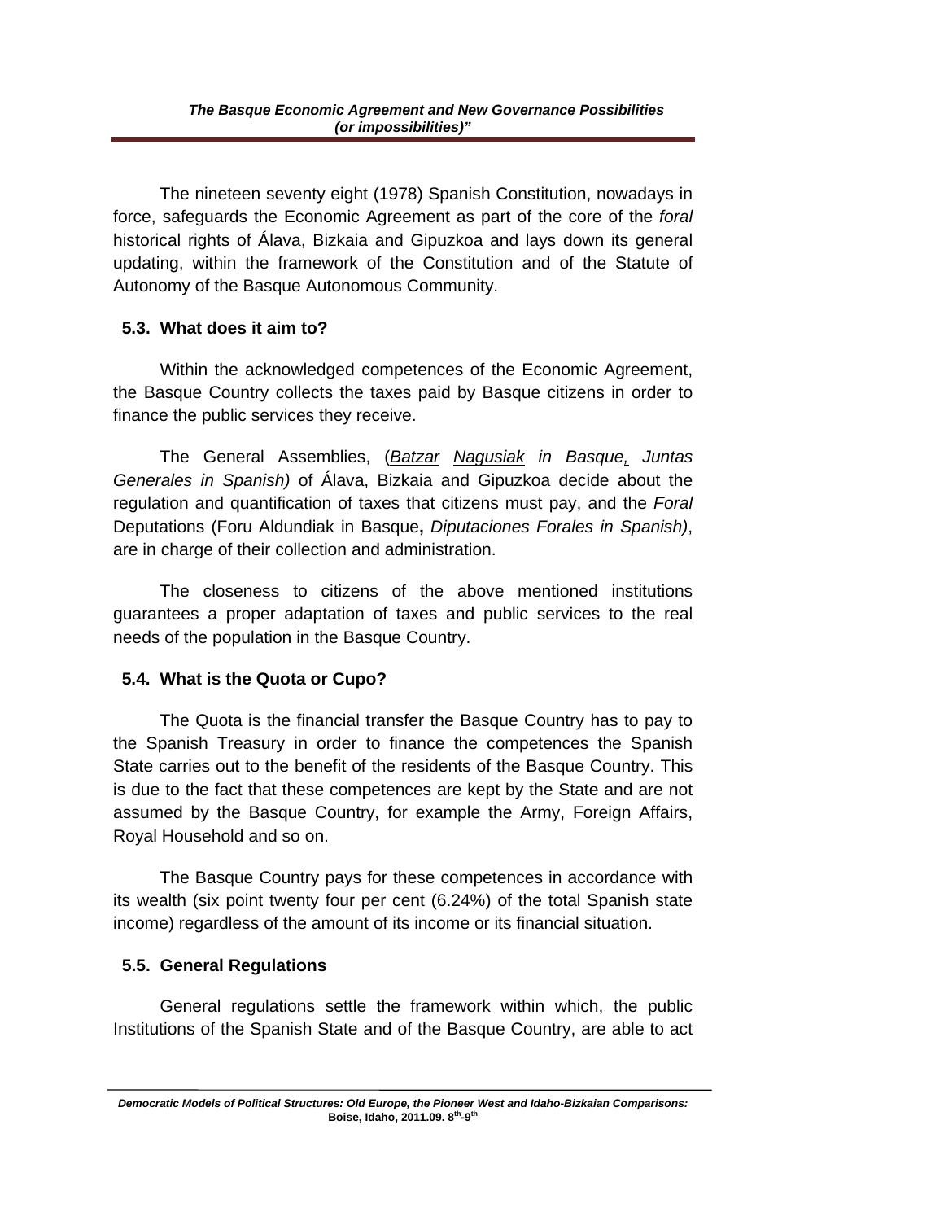The nineteen seventy eight (1978) Spanish Constitution, nowadays in force, safeguards the Economic Agreement as part of the core of the *foral* historical rights of Álava, Bizkaia and Gipuzkoa and lays down its general updating, within the framework of the Constitution and of the Statute of Autonomy of the Basque Autonomous Community.

### 5.3. What does it aim to?

Within the acknowledged competences of the Economic Agreement, the Basque Country collects the taxes paid by Basque citizens in order to finance the public services they receive.

The General Assemblies, (*Batzar Nagusiak in Basque, Juntas Generales in Spanish)* of Álava, Bizkaia and Gipuzkoa decide about the regulation and quantification of taxes that citizens must pay, and the *Foral* Deputations (Foru Aldundiak in Basque**,** *Diputaciones Forales in Spanish)*, are in charge of their collection and administration.

The closeness to citizens of the above mentioned institutions guarantees a proper adaptation of taxes and public services to the real needs of the population in the Basque Country.

### 5.4. What is the Quota or Cupo?

The Quota is the financial transfer the Basque Country has to pay to the Spanish Treasury in order to finance the competences the Spanish State carries out to the benefit of the residents of the Basque Country. This is due to the fact that these competences are kept by the State and are not assumed by the Basque Country, for example the Army, Foreign Affairs, Royal Household and so on.

The Basque Country pays for these competences in accordance with its wealth (six point twenty four per cent (6.24%) of the total Spanish state income) regardless of the amount of its income or its financial situation.

### 5.5. General Regulations

General regulations settle the framework within which, the public Institutions of the Spanish State and of the Basque Country, are able to act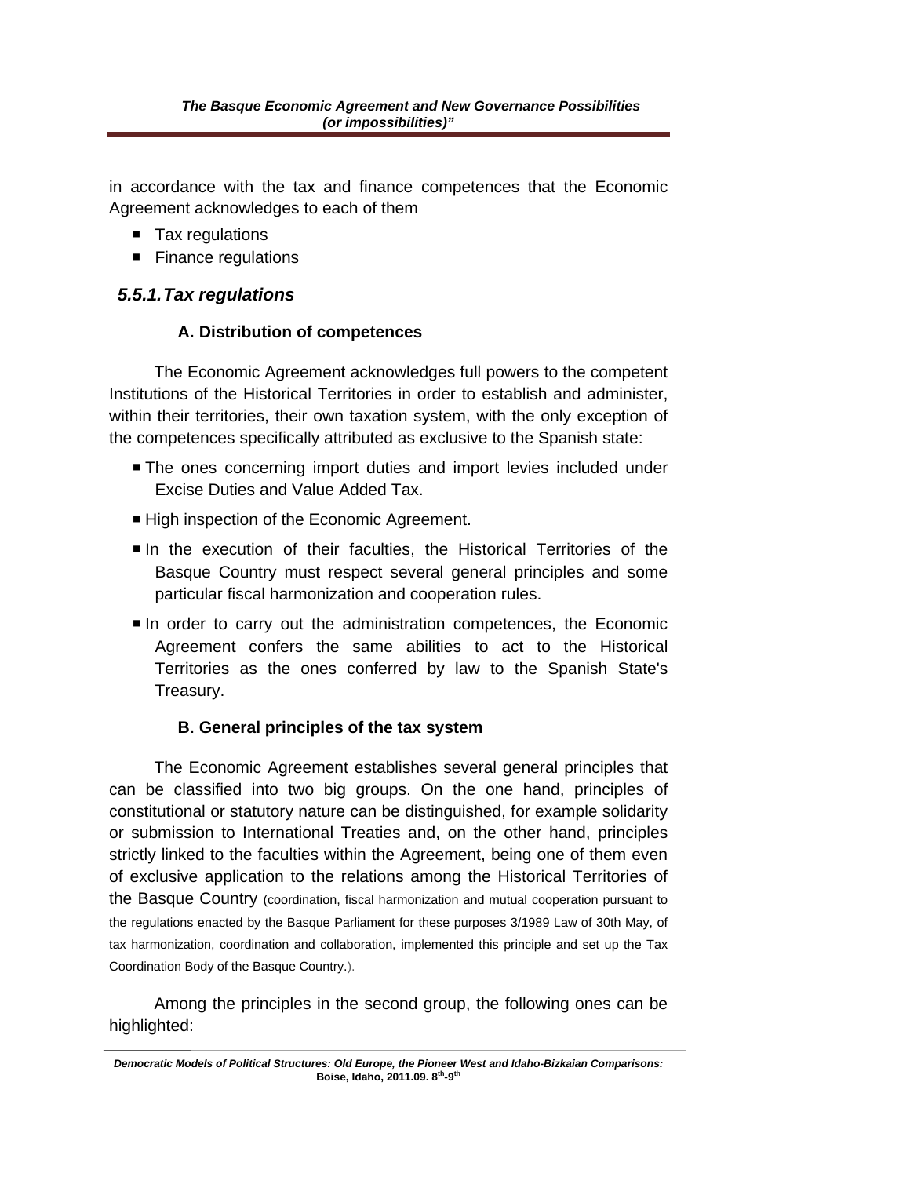in accordance with the tax and finance competences that the Economic Agreement acknowledges to each of them

- Tax regulations
- Finance regulations

### *5.5.1. Tax regulations*

#### A. Distribution of competences

The Economic Agreement acknowledges full powers to the competent Institutions of the Historical Territories in order to establish and administer, within their territories, their own taxation system, with the only exception of the competences specifically attributed as exclusive to the Spanish state:

- The ones concerning import duties and import levies included under Excise Duties and Value Added Tax.
- High inspection of the Economic Agreement.
- In the execution of their faculties, the Historical Territories of the Basque Country must respect several general principles and some particular fiscal harmonization and cooperation rules.
- In order to carry out the administration competences, the Economic Agreement confers the same abilities to act to the Historical Territories as the ones conferred by law to the Spanish State's Treasury.

#### B. General principles of the tax system

The Economic Agreement establishes several general principles that can be classified into two big groups. On the one hand, principles of constitutional or statutory nature can be distinguished, for example solidarity or submission to International Treaties and, on the other hand, principles strictly linked to the faculties within the Agreement, being one of them even of exclusive application to the relations among the Historical Territories of the Basque Country (coordination, fiscal harmonization and mutual cooperation pursuant to the regulations enacted by the Basque Parliament for these purposes 3/1989 Law of 30th May, of tax harmonization, coordination and collaboration, implemented this principle and set up the Tax Coordination Body of the Basque Country.).

Among the principles in the second group, the following ones can be highlighted: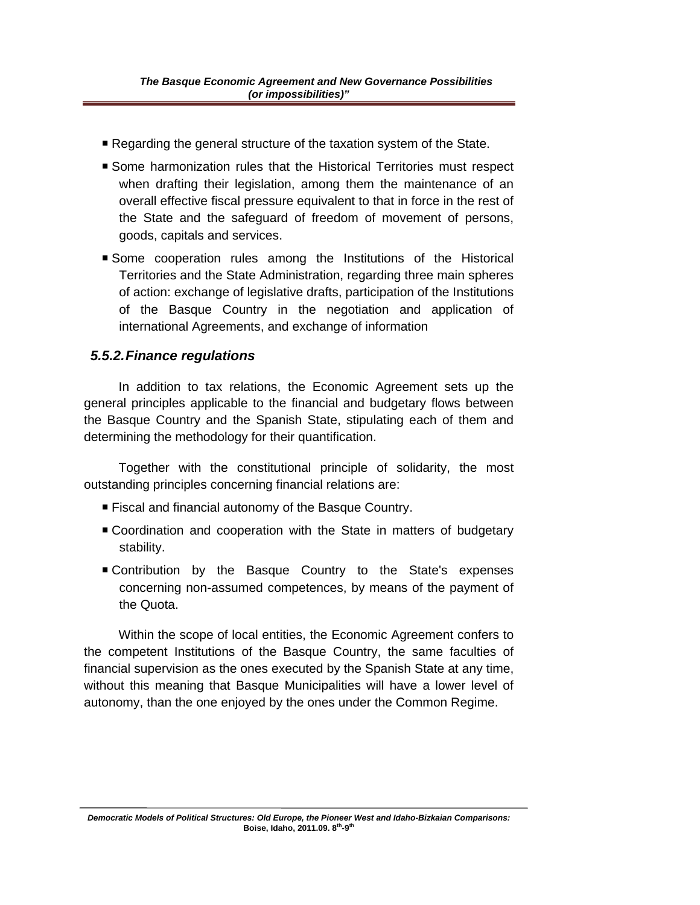- Regarding the general structure of the taxation system of the State.
- Some harmonization rules that the Historical Territories must respect when drafting their legislation, among them the maintenance of an overall effective fiscal pressure equivalent to that in force in the rest of the State and the safeguard of freedom of movement of persons, goods, capitals and services.
- Some cooperation rules among the Institutions of the Historical Territories and the State Administration, regarding three main spheres of action: exchange of legislative drafts, participation of the Institutions of the Basque Country in the negotiation and application of international Agreements, and exchange of information

### *5.5.2. Finance regulations*

In addition to tax relations, the Economic Agreement sets up the general principles applicable to the financial and budgetary flows between the Basque Country and the Spanish State, stipulating each of them and determining the methodology for their quantification.

Together with the constitutional principle of solidarity, the most outstanding principles concerning financial relations are:

- Fiscal and financial autonomy of the Basque Country.
- Coordination and cooperation with the State in matters of budgetary stability.
- Contribution by the Basque Country to the State's expenses concerning non-assumed competences, by means of the payment of the Quota.

Within the scope of local entities, the Economic Agreement confers to the competent Institutions of the Basque Country, the same faculties of financial supervision as the ones executed by the Spanish State at any time, without this meaning that Basque Municipalities will have a lower level of autonomy, than the one enjoyed by the ones under the Common Regime.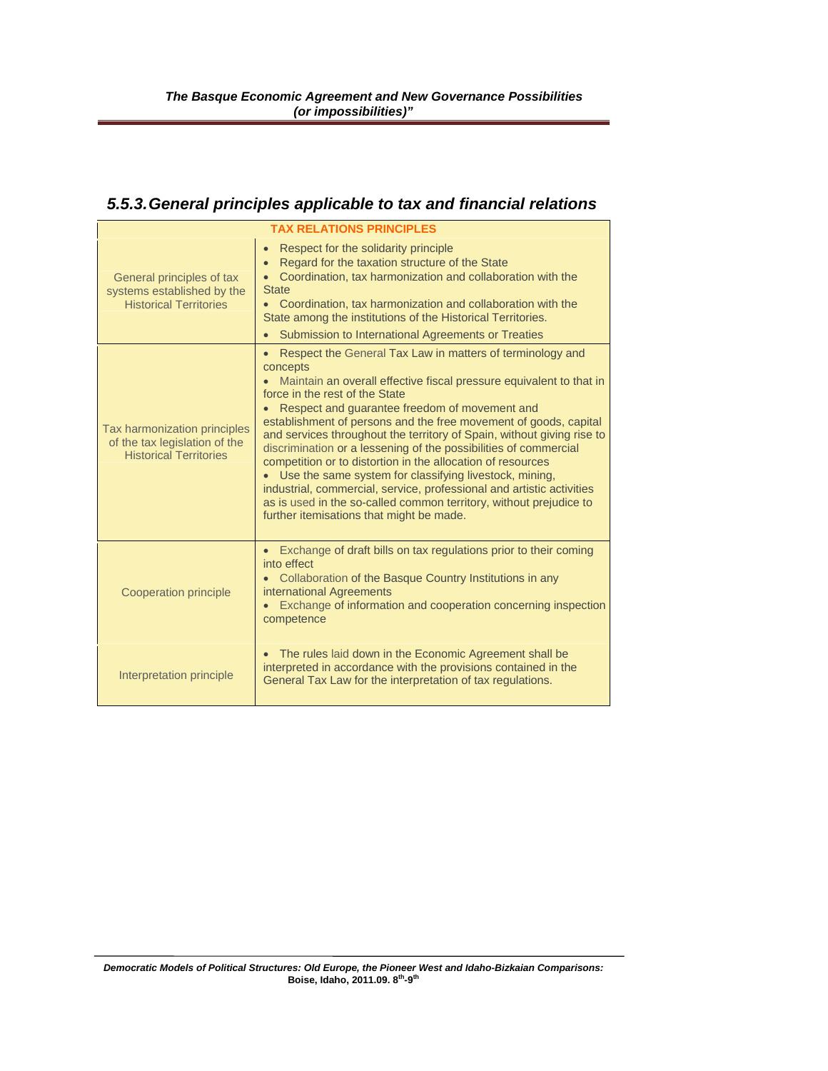### 5.5.3. General principles applicable to tax and financial relations

| TAX RELATIONS PRINCIPLES | |
|---|---|
| General principles of tax systems established by the Historical Territories | • Respect for the solidarity principle<br>• Regard for the taxation structure of the State<br>• Coordination, tax harmonization and collaboration with the State<br>• Coordination, tax harmonization and collaboration with the State among the institutions of the Historical Territories.<br>• Submission to International Agreements or Treaties |
| Tax harmonization principles of the tax legislation of the Historical Territories | • Respect the General Tax Law in matters of terminology and concepts<br>• Maintain an overall effective fiscal pressure equivalent to that in force in the rest of the State<br>• Respect and guarantee freedom of movement and establishment of persons and the free movement of goods, capital and services throughout the territory of Spain, without giving rise to discrimination or a lessening of the possibilities of commercial competition or to distortion in the allocation of resources<br>• Use the same system for classifying livestock, mining, industrial, commercial, service, professional and artistic activities as is used in the so-called common territory, without prejudice to further itemisations that might be made. |
| Cooperation principle | • Exchange of draft bills on tax regulations prior to their coming into effect<br>• Collaboration of the Basque Country Institutions in any international Agreements<br>• Exchange of information and cooperation concerning inspection competence |
| Interpretation principle | • The rules laid down in the Economic Agreement shall be interpreted in accordance with the provisions contained in the General Tax Law for the interpretation of tax regulations. |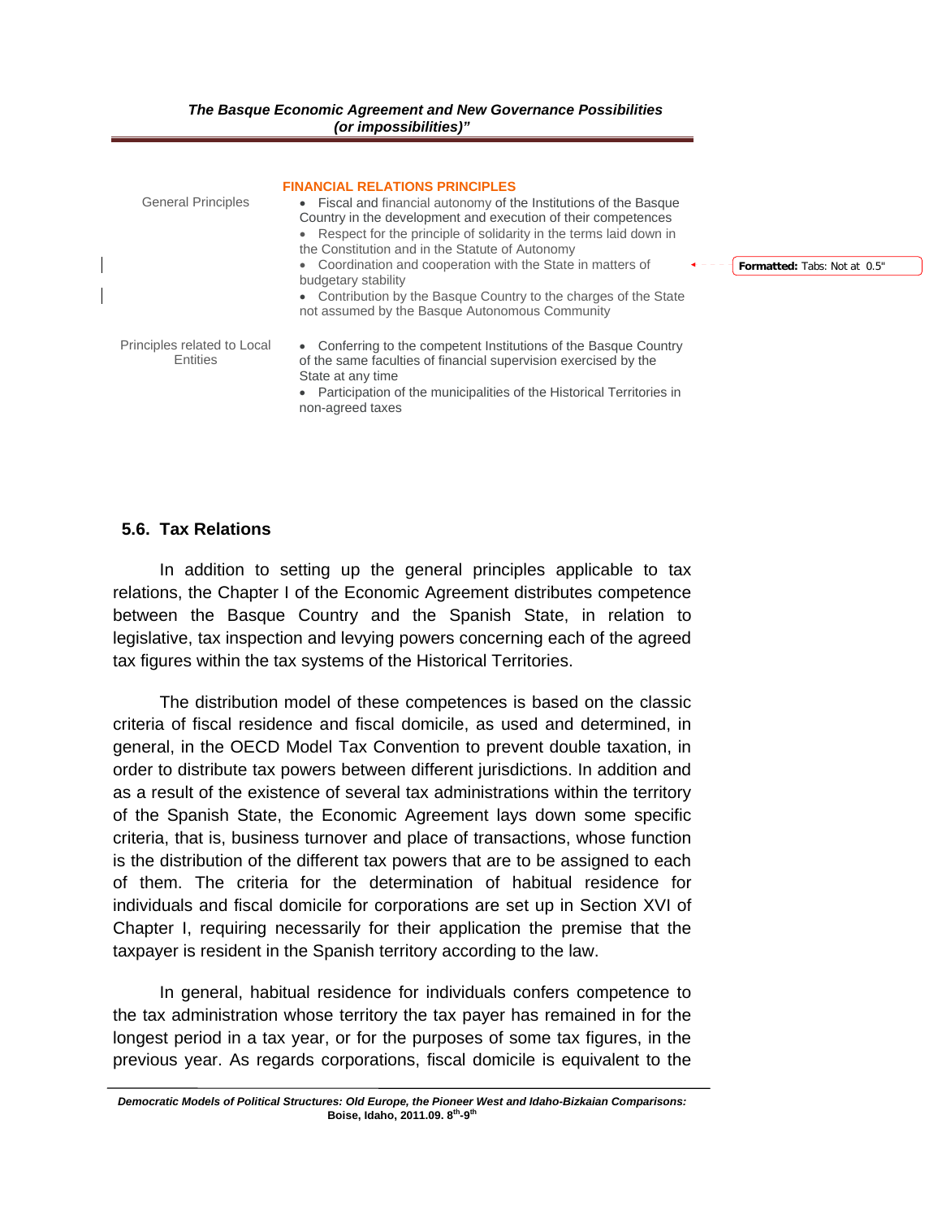| | FINANCIAL RELATIONS PRINCIPLES |
| --- | --- |
| General Principles | • Fiscal and financial autonomy of the Institutions of the Basque Country in the development and execution of their competences<br>• Respect for the principle of solidarity in the terms laid down in the Constitution and in the Statute of Autonomy<br>• Coordination and cooperation with the State in matters of budgetary stability<br>• Contribution by the Basque Country to the charges of the State not assumed by the Basque Autonomous Community |
| Principles related to Local Entities | • Conferring to the competent Institutions of the Basque Country of the same faculties of financial supervision exercised by the State at any time<br>• Participation of the municipalities of the Historical Territories in non-agreed taxes |

### 5.6. Tax Relations

In addition to setting up the general principles applicable to tax relations, the Chapter I of the Economic Agreement distributes competence between the Basque Country and the Spanish State, in relation to legislative, tax inspection and levying powers concerning each of the agreed tax figures within the tax systems of the Historical Territories.

The distribution model of these competences is based on the classic criteria of fiscal residence and fiscal domicile, as used and determined, in general, in the OECD Model Tax Convention to prevent double taxation, in order to distribute tax powers between different jurisdictions. In addition and as a result of the existence of several tax administrations within the territory of the Spanish State, the Economic Agreement lays down some specific criteria, that is, business turnover and place of transactions, whose function is the distribution of the different tax powers that are to be assigned to each of them. The criteria for the determination of habitual residence for individuals and fiscal domicile for corporations are set up in Section XVI of Chapter I, requiring necessarily for their application the premise that the taxpayer is resident in the Spanish territory according to the law.

In general, habitual residence for individuals confers competence to the tax administration whose territory the tax payer has remained in for the longest period in a tax year, or for the purposes of some tax figures, in the previous year. As regards corporations, fiscal domicile is equivalent to the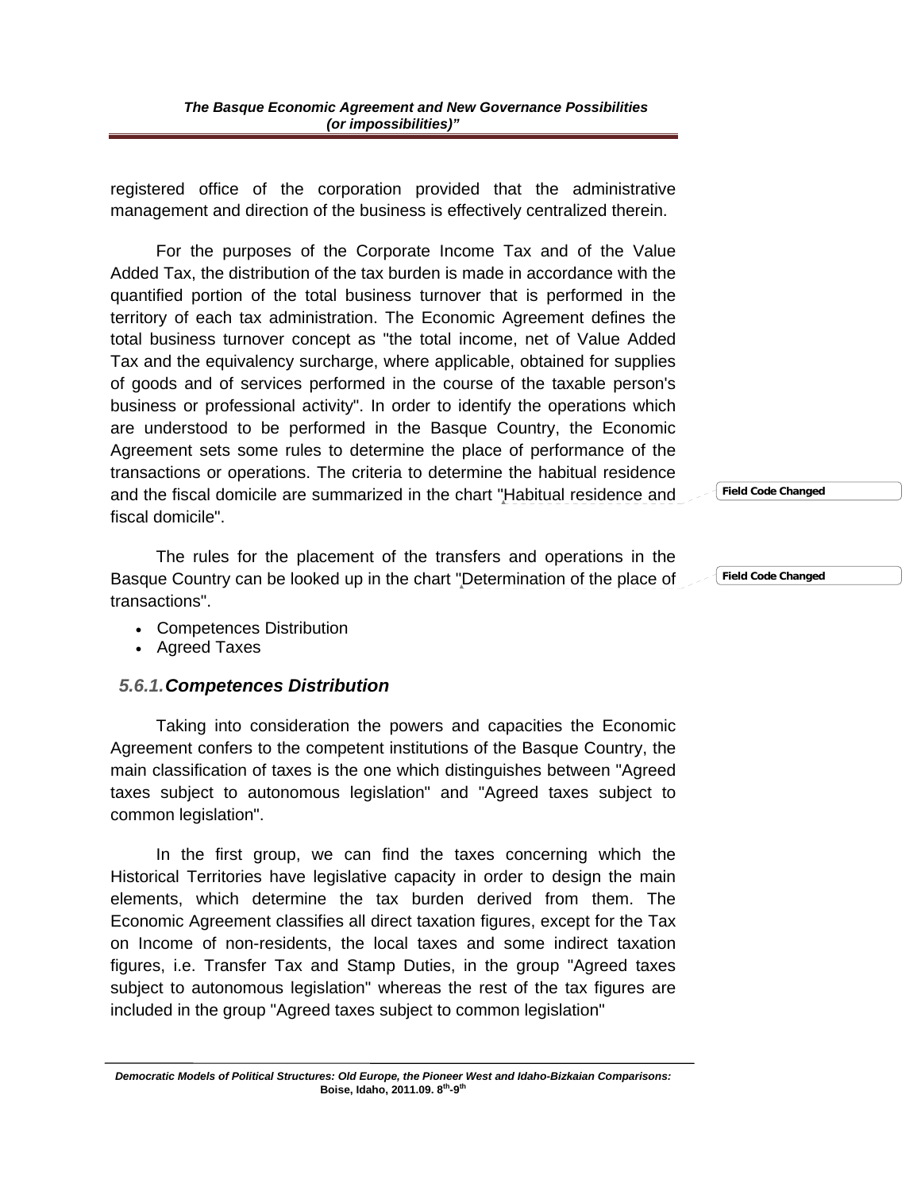registered office of the corporation provided that the administrative management and direction of the business is effectively centralized therein.

For the purposes of the Corporate Income Tax and of the Value Added Tax, the distribution of the tax burden is made in accordance with the quantified portion of the total business turnover that is performed in the territory of each tax administration. The Economic Agreement defines the total business turnover concept as "the total income, net of Value Added Tax and the equivalency surcharge, where applicable, obtained for supplies of goods and of services performed in the course of the taxable person's business or professional activity". In order to identify the operations which are understood to be performed in the Basque Country, the Economic Agreement sets some rules to determine the place of performance of the transactions or operations. The criteria to determine the habitual residence and the fiscal domicile are summarized in the chart "Habitual residence and fiscal domicile".

The rules for the placement of the transfers and operations in the Basque Country can be looked up in the chart "Determination of the place of transactions".

- Competences Distribution
- Agreed Taxes

### *5.6.1. Competences Distribution*

Taking into consideration the powers and capacities the Economic Agreement confers to the competent institutions of the Basque Country, the main classification of taxes is the one which distinguishes between "Agreed taxes subject to autonomous legislation" and "Agreed taxes subject to common legislation".

In the first group, we can find the taxes concerning which the Historical Territories have legislative capacity in order to design the main elements, which determine the tax burden derived from them. The Economic Agreement classifies all direct taxation figures, except for the Tax on Income of non-residents, the local taxes and some indirect taxation figures, i.e. Transfer Tax and Stamp Duties, in the group "Agreed taxes subject to autonomous legislation" whereas the rest of the tax figures are included in the group "Agreed taxes subject to common legislation"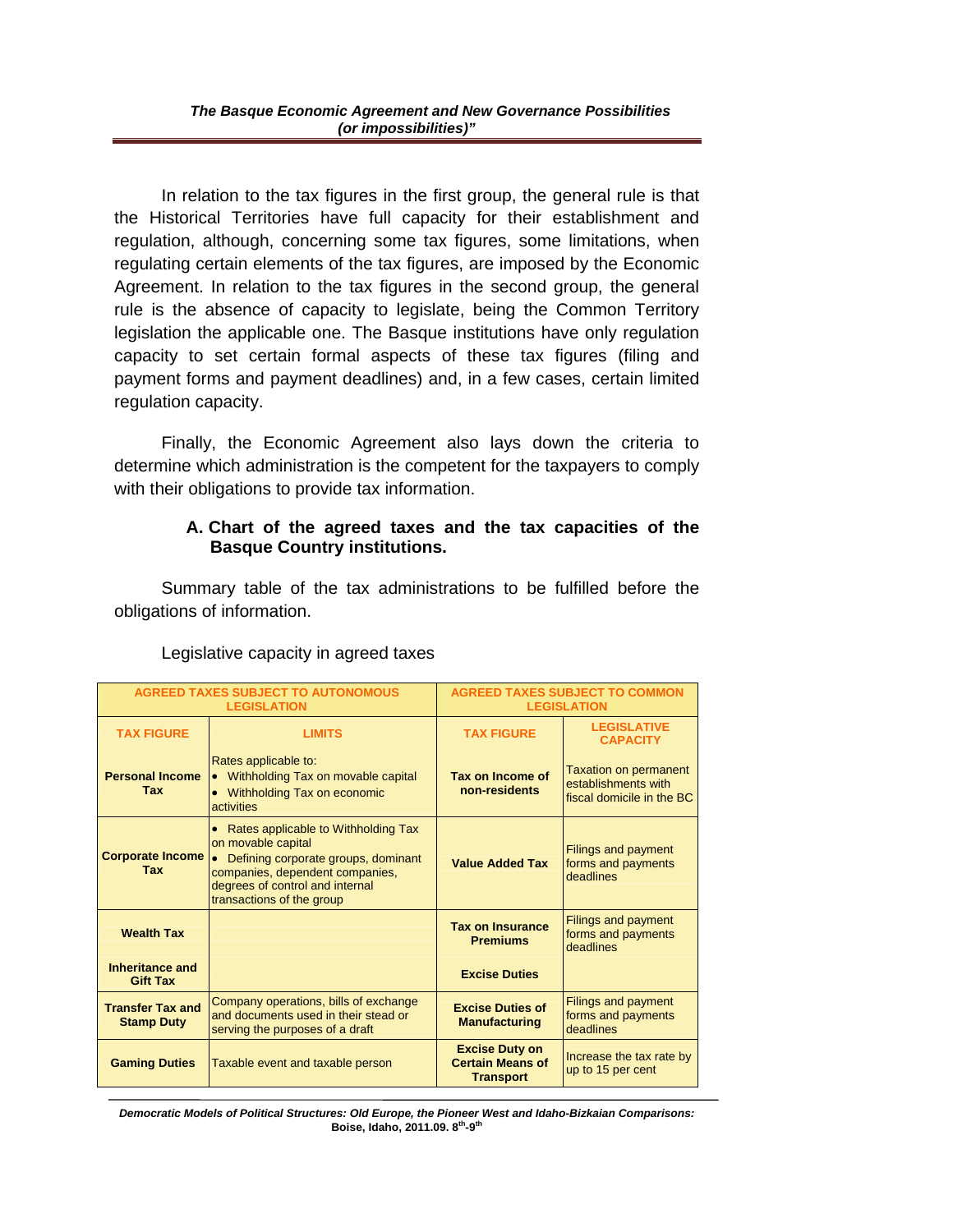In relation to the tax figures in the first group, the general rule is that the Historical Territories have full capacity for their establishment and regulation, although, concerning some tax figures, some limitations, when regulating certain elements of the tax figures, are imposed by the Economic Agreement. In relation to the tax figures in the second group, the general rule is the absence of capacity to legislate, being the Common Territory legislation the applicable one. The Basque institutions have only regulation capacity to set certain formal aspects of these tax figures (filing and payment forms and payment deadlines) and, in a few cases, certain limited regulation capacity.

Finally, the Economic Agreement also lays down the criteria to determine which administration is the competent for the taxpayers to comply with their obligations to provide tax information.

### A. Chart of the agreed taxes and the tax capacities of the Basque Country institutions.

Summary table of the tax administrations to be fulfilled before the obligations of information.

Legislative capacity in agreed taxes

| AGREED TAXES SUBJECT TO AUTONOMOUS LEGISLATION | | AGREED TAXES SUBJECT TO COMMON LEGISLATION | |
|---|---|---|---|
| **TAX FIGURE** | **LIMITS** | **TAX FIGURE** | **LEGISLATIVE CAPACITY** |
| **Personal Income Tax** | Rates applicable to: • Withholding Tax on movable capital • Withholding Tax on economic activities | **Tax on Income of non-residents** | Taxation on permanent establishments with fiscal domicile in the BC |
| **Corporate Income Tax** | • Rates applicable to Withholding Tax on movable capital • Defining corporate groups, dominant companies, dependent companies, degrees of control and internal transactions of the group | **Value Added Tax** | Filings and payment forms and payments deadlines |
| **Wealth Tax** | | **Tax on Insurance Premiums** | Filings and payment forms and payments deadlines |
| **Inheritance and Gift Tax** | | **Excise Duties** | |
| **Transfer Tax and Stamp Duty** | Company operations, bills of exchange and documents used in their stead or serving the purposes of a draft | **Excise Duties of Manufacturing** | Filings and payment forms and payments deadlines |
| **Gaming Duties** | Taxable event and taxable person | **Excise Duty on Certain Means of Transport** | Increase the tax rate by up to 15 per cent |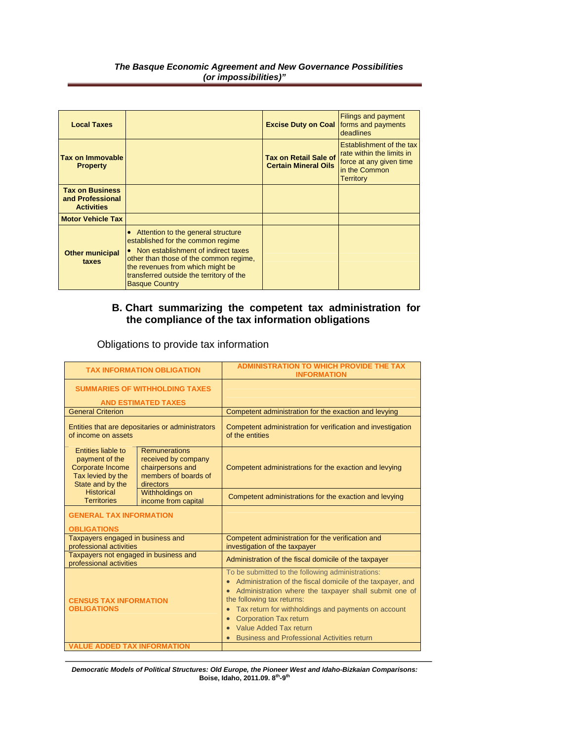| | | | |
|---|---|---|---|
| **Local Taxes** | | **Excise Duty on Coal** | Filings and payment forms and payments deadlines |
| **Tax on Immovable Property** | | **Tax on Retail Sale of Certain Mineral Oils** | Establishment of the tax rate within the limits in force at any given time in the Common Territory |
| **Tax on Business and Professional Activities** | | | |
| **Motor Vehicle Tax** | | | |
| **Other municipal taxes** | • Attention to the general structure established for the common regime<br>• Non establishment of indirect taxes other than those of the common regime, the revenues from which might be transferred outside the territory of the Basque Country | | |

## B. Chart summarizing the competent tax administration for the compliance of the tax information obligations

Obligations to provide tax information

| TAX INFORMATION OBLIGATION | | ADMINISTRATION TO WHICH PROVIDE THE TAX INFORMATION |
|---|---|---|
| **SUMMARIES OF WITHHOLDING TAXES AND ESTIMATED TAXES** | | |
| General Criterion | | Competent administration for the exaction and levying |
| Entities that are depositaries or administrators of income on assets | | Competent administration for verification and investigation of the entities |
| Entities liable to payment of the Corporate Income Tax levied by the State and by the Historical Territories | Remunerations received by company chairpersons and members of boards of directors | Competent administrations for the exaction and levying |
| | Withholdings on income from capital | Competent administrations for the exaction and levying |
| **GENERAL TAX INFORMATION OBLIGATIONS** | | |
| Taxpayers engaged in business and professional activities | | Competent administration for the verification and investigation of the taxpayer |
| Taxpayers not engaged in business and professional activities | | Administration of the fiscal domicile of the taxpayer |
| **CENSUS TAX INFORMATION OBLIGATIONS** | | To be submitted to the following administrations:<br>• Administration of the fiscal domicile of the taxpayer, and<br>• Administration where the taxpayer shall submit one of the following tax returns:<br>• Tax return for withholdings and payments on account<br>• Corporation Tax return<br>• Value Added Tax return<br>• Business and Professional Activities return |
| **VALUE ADDED TAX INFORMATION** | | |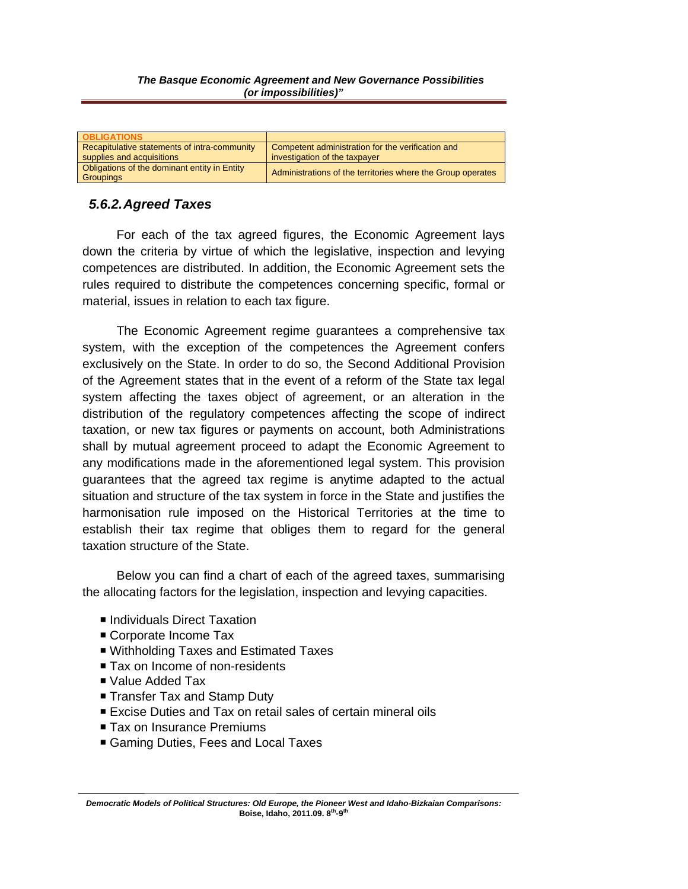| OBLIGATIONS | |
|---|---|
| Recapitulative statements of intra-community supplies and acquisitions | Competent administration for the verification and investigation of the taxpayer |
| Obligations of the dominant entity in Entity Groupings | Administrations of the territories where the Group operates |

### *5.6.2. Agreed Taxes*

For each of the tax agreed figures, the Economic Agreement lays down the criteria by virtue of which the legislative, inspection and levying competences are distributed. In addition, the Economic Agreement sets the rules required to distribute the competences concerning specific, formal or material, issues in relation to each tax figure.

The Economic Agreement regime guarantees a comprehensive tax system, with the exception of the competences the Agreement confers exclusively on the State. In order to do so, the Second Additional Provision of the Agreement states that in the event of a reform of the State tax legal system affecting the taxes object of agreement, or an alteration in the distribution of the regulatory competences affecting the scope of indirect taxation, or new tax figures or payments on account, both Administrations shall by mutual agreement proceed to adapt the Economic Agreement to any modifications made in the aforementioned legal system. This provision guarantees that the agreed tax regime is anytime adapted to the actual situation and structure of the tax system in force in the State and justifies the harmonisation rule imposed on the Historical Territories at the time to establish their tax regime that obliges them to regard for the general taxation structure of the State.

Below you can find a chart of each of the agreed taxes, summarising the allocating factors for the legislation, inspection and levying capacities.

- Individuals Direct Taxation
- Corporate Income Tax
- Withholding Taxes and Estimated Taxes
- Tax on Income of non-residents
- Value Added Tax
- Transfer Tax and Stamp Duty
- Excise Duties and Tax on retail sales of certain mineral oils
- Tax on Insurance Premiums
- Gaming Duties, Fees and Local Taxes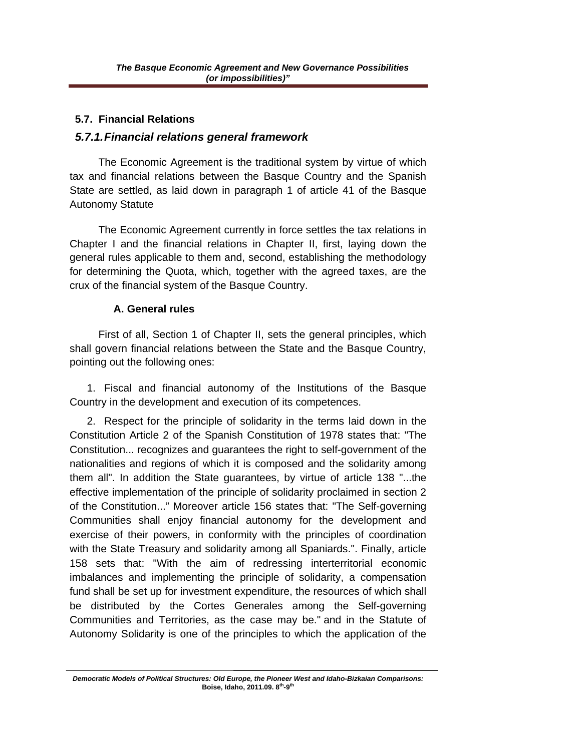### 5.7. Financial Relations

#### *5.7.1. Financial relations general framework*

The Economic Agreement is the traditional system by virtue of which tax and financial relations between the Basque Country and the Spanish State are settled, as laid down in paragraph 1 of article 41 of the Basque Autonomy Statute

The Economic Agreement currently in force settles the tax relations in Chapter I and the financial relations in Chapter II, first, laying down the general rules applicable to them and, second, establishing the methodology for determining the Quota, which, together with the agreed taxes, are the crux of the financial system of the Basque Country.

**A. General rules**

First of all, Section 1 of Chapter II, sets the general principles, which shall govern financial relations between the State and the Basque Country, pointing out the following ones:

1. Fiscal and financial autonomy of the Institutions of the Basque Country in the development and execution of its competences.

2. Respect for the principle of solidarity in the terms laid down in the Constitution Article 2 of the Spanish Constitution of 1978 states that: "The Constitution... recognizes and guarantees the right to self-government of the nationalities and regions of which it is composed and the solidarity among them all". In addition the State guarantees, by virtue of article 138 "...the effective implementation of the principle of solidarity proclaimed in section 2 of the Constitution..." Moreover article 156 states that: "The Self-governing Communities shall enjoy financial autonomy for the development and exercise of their powers, in conformity with the principles of coordination with the State Treasury and solidarity among all Spaniards.". Finally, article 158 sets that: "With the aim of redressing interterritorial economic imbalances and implementing the principle of solidarity, a compensation fund shall be set up for investment expenditure, the resources of which shall be distributed by the Cortes Generales among the Self-governing Communities and Territories, as the case may be." and in the Statute of Autonomy Solidarity is one of the principles to which the application of the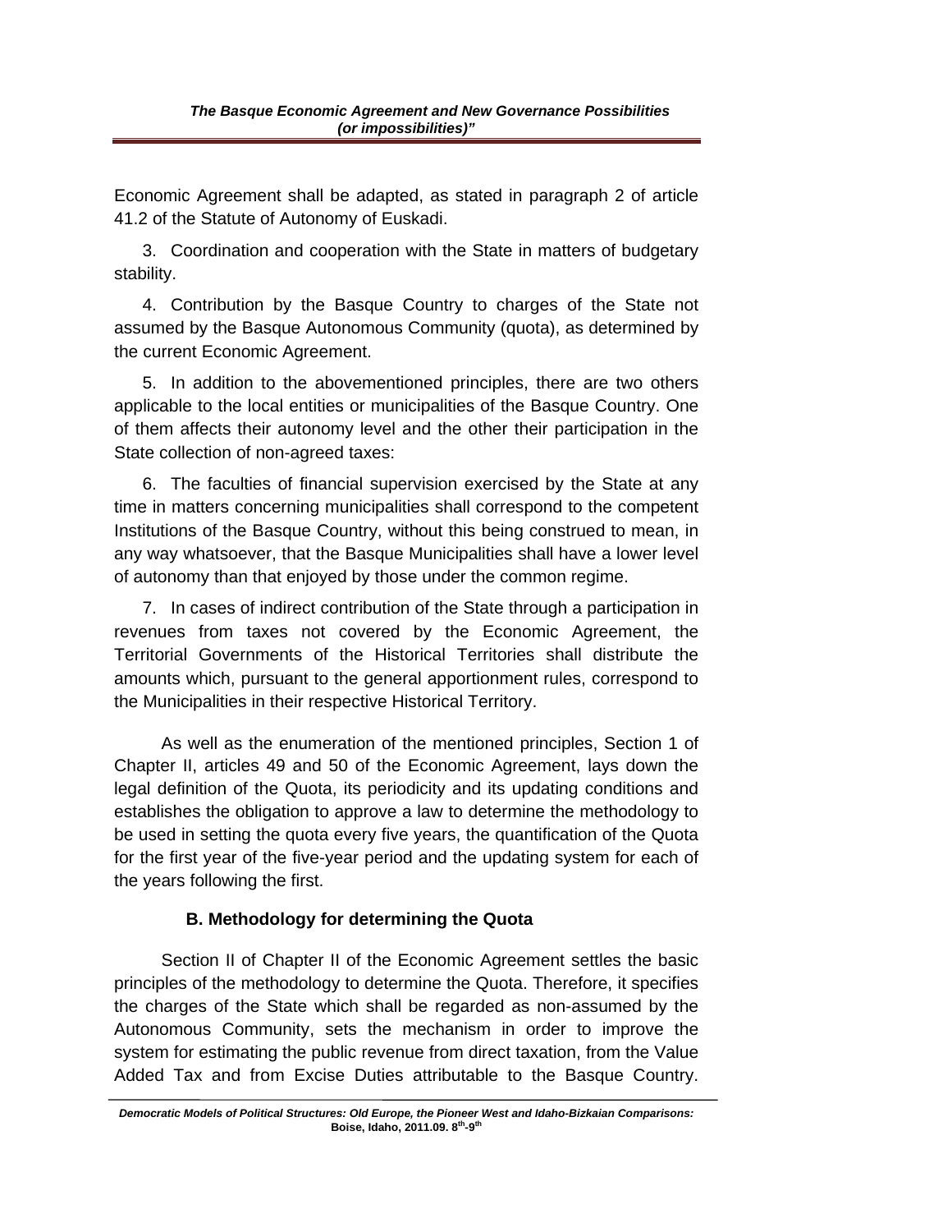Economic Agreement shall be adapted, as stated in paragraph 2 of article 41.2 of the Statute of Autonomy of Euskadi.

3. Coordination and cooperation with the State in matters of budgetary stability.

4. Contribution by the Basque Country to charges of the State not assumed by the Basque Autonomous Community (quota), as determined by the current Economic Agreement.

5. In addition to the abovementioned principles, there are two others applicable to the local entities or municipalities of the Basque Country. One of them affects their autonomy level and the other their participation in the State collection of non-agreed taxes:

6. The faculties of financial supervision exercised by the State at any time in matters concerning municipalities shall correspond to the competent Institutions of the Basque Country, without this being construed to mean, in any way whatsoever, that the Basque Municipalities shall have a lower level of autonomy than that enjoyed by those under the common regime.

7. In cases of indirect contribution of the State through a participation in revenues from taxes not covered by the Economic Agreement, the Territorial Governments of the Historical Territories shall distribute the amounts which, pursuant to the general apportionment rules, correspond to the Municipalities in their respective Historical Territory.

As well as the enumeration of the mentioned principles, Section 1 of Chapter II, articles 49 and 50 of the Economic Agreement, lays down the legal definition of the Quota, its periodicity and its updating conditions and establishes the obligation to approve a law to determine the methodology to be used in setting the quota every five years, the quantification of the Quota for the first year of the five-year period and the updating system for each of the years following the first.

### B. Methodology for determining the Quota

Section II of Chapter II of the Economic Agreement settles the basic principles of the methodology to determine the Quota. Therefore, it specifies the charges of the State which shall be regarded as non-assumed by the Autonomous Community, sets the mechanism in order to improve the system for estimating the public revenue from direct taxation, from the Value Added Tax and from Excise Duties attributable to the Basque Country.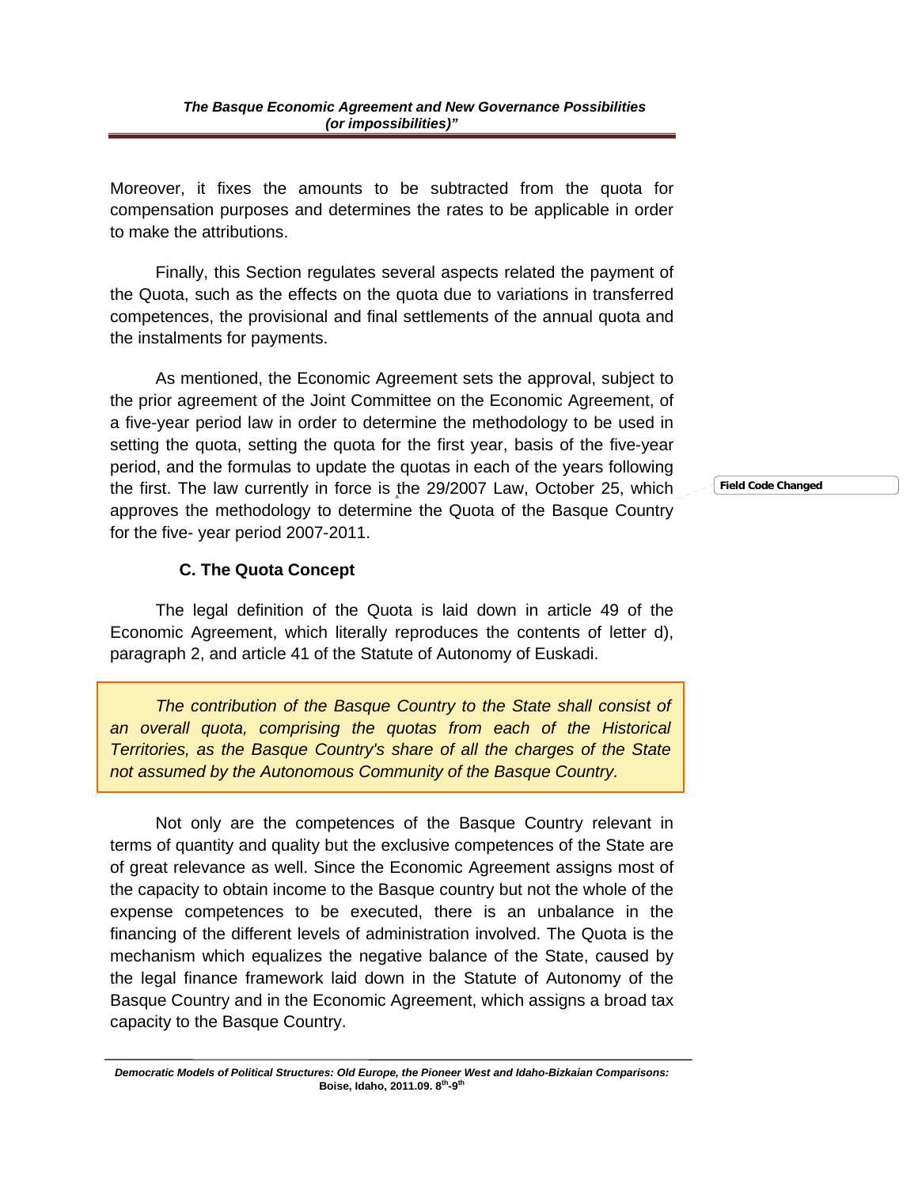Moreover, it fixes the amounts to be subtracted from the quota for compensation purposes and determines the rates to be applicable in order to make the attributions.

Finally, this Section regulates several aspects related the payment of the Quota, such as the effects on the quota due to variations in transferred competences, the provisional and final settlements of the annual quota and the instalments for payments.

As mentioned, the Economic Agreement sets the approval, subject to the prior agreement of the Joint Committee on the Economic Agreement, of a five-year period law in order to determine the methodology to be used in setting the quota, setting the quota for the first year, basis of the five-year period, and the formulas to update the quotas in each of the years following the first. The law currently in force is the 29/2007 Law, October 25, which approves the methodology to determine the Quota of the Basque Country for the five- year period 2007-2011.

### C. The Quota Concept

The legal definition of the Quota is laid down in article 49 of the Economic Agreement, which literally reproduces the contents of letter d), paragraph 2, and article 41 of the Statute of Autonomy of Euskadi.

> *The contribution of the Basque Country to the State shall consist of an overall quota, comprising the quotas from each of the Historical Territories, as the Basque Country's share of all the charges of the State not assumed by the Autonomous Community of the Basque Country.*

Not only are the competences of the Basque Country relevant in terms of quantity and quality but the exclusive competences of the State are of great relevance as well. Since the Economic Agreement assigns most of the capacity to obtain income to the Basque country but not the whole of the expense competences to be executed, there is an unbalance in the financing of the different levels of administration involved. The Quota is the mechanism which equalizes the negative balance of the State, caused by the legal finance framework laid down in the Statute of Autonomy of the Basque Country and in the Economic Agreement, which assigns a broad tax capacity to the Basque Country.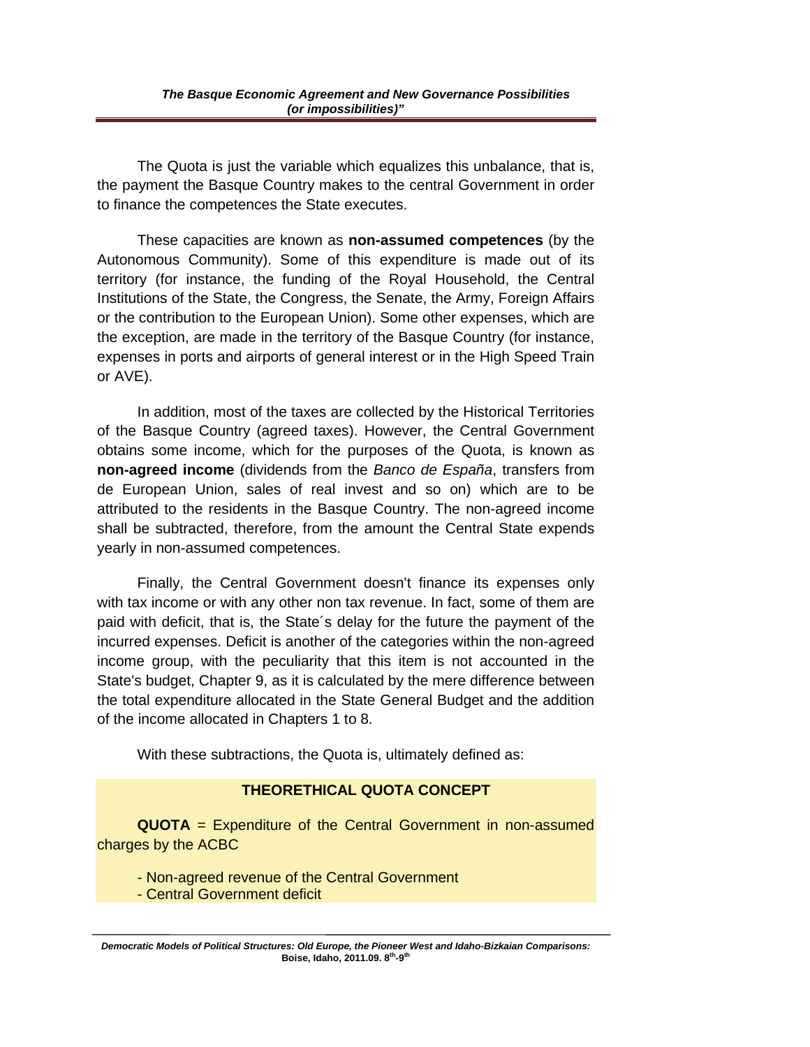The Quota is just the variable which equalizes this unbalance, that is, the payment the Basque Country makes to the central Government in order to finance the competences the State executes.

These capacities are known as **non-assumed competences** (by the Autonomous Community). Some of this expenditure is made out of its territory (for instance, the funding of the Royal Household, the Central Institutions of the State, the Congress, the Senate, the Army, Foreign Affairs or the contribution to the European Union). Some other expenses, which are the exception, are made in the territory of the Basque Country (for instance, expenses in ports and airports of general interest or in the High Speed Train or AVE).

In addition, most of the taxes are collected by the Historical Territories of the Basque Country (agreed taxes). However, the Central Government obtains some income, which for the purposes of the Quota, is known as **non-agreed income** (dividends from the *Banco de España*, transfers from de European Union, sales of real invest and so on) which are to be attributed to the residents in the Basque Country. The non-agreed income shall be subtracted, therefore, from the amount the Central State expends yearly in non-assumed competences.

Finally, the Central Government doesn't finance its expenses only with tax income or with any other non tax revenue. In fact, some of them are paid with deficit, that is, the State´s delay for the future the payment of the incurred expenses. Deficit is another of the categories within the non-agreed income group, with the peculiarity that this item is not accounted in the State's budget, Chapter 9, as it is calculated by the mere difference between the total expenditure allocated in the State General Budget and the addition of the income allocated in Chapters 1 to 8.

With these subtractions, the Quota is, ultimately defined as:

**THEORETHICAL QUOTA CONCEPT**

**QUOTA** = Expenditure of the Central Government in non-assumed charges by the ACBC

- Non-agreed revenue of the Central Government
- Central Government deficit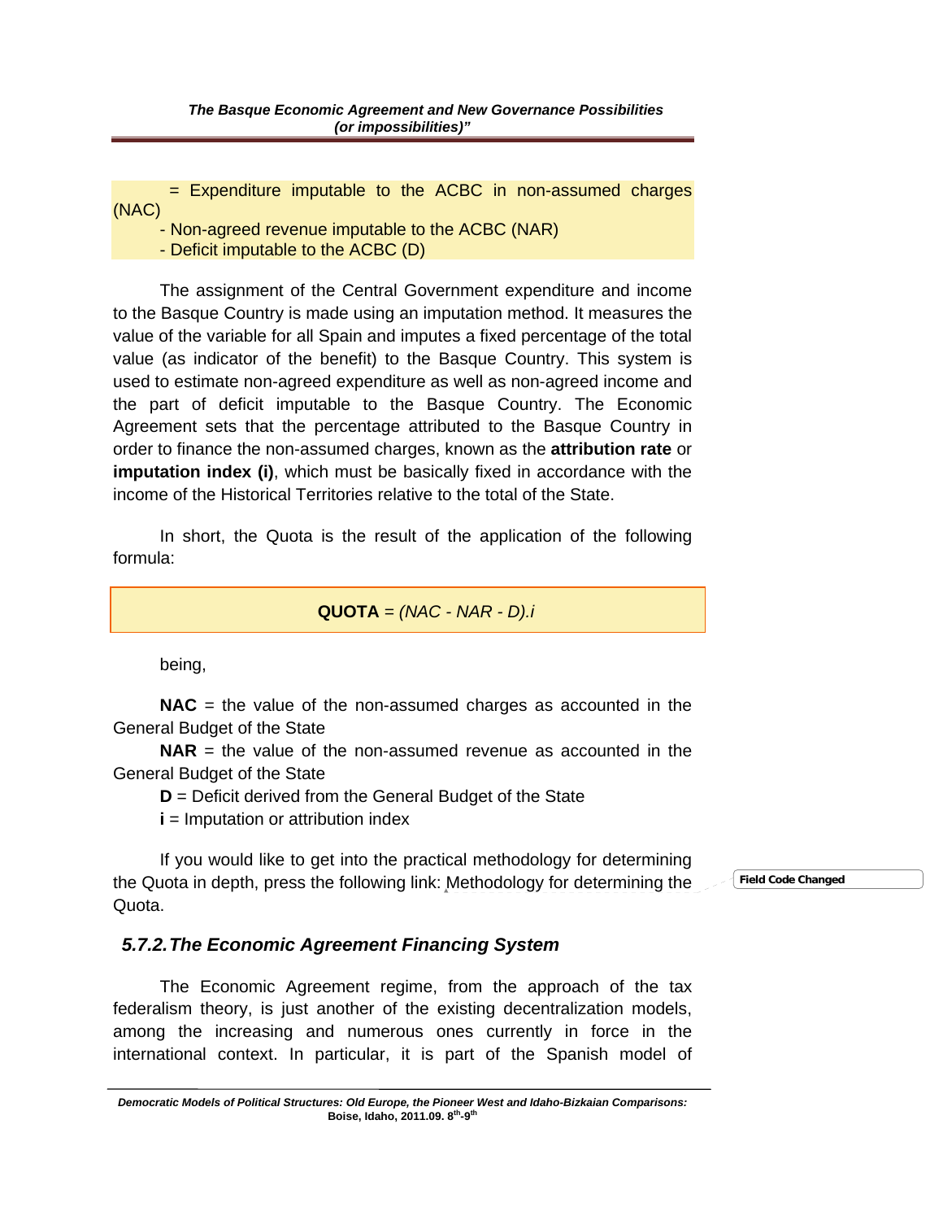= Expenditure imputable to the ACBC in non-assumed charges (NAC)

- Non-agreed revenue imputable to the ACBC (NAR)
- Deficit imputable to the ACBC (D)

The assignment of the Central Government expenditure and income to the Basque Country is made using an imputation method. It measures the value of the variable for all Spain and imputes a fixed percentage of the total value (as indicator of the benefit) to the Basque Country. This system is used to estimate non-agreed expenditure as well as non-agreed income and the part of deficit imputable to the Basque Country. The Economic Agreement sets that the percentage attributed to the Basque Country in order to finance the non-assumed charges, known as the **attribution rate** or **imputation index (i)**, which must be basically fixed in accordance with the income of the Historical Territories relative to the total of the State.

In short, the Quota is the result of the application of the following formula:

**QUOTA** = *(NAC - NAR - D).i*

being,

**NAC** = the value of the non-assumed charges as accounted in the General Budget of the State

**NAR** = the value of the non-assumed revenue as accounted in the General Budget of the State

**D** = Deficit derived from the General Budget of the State

**i** = Imputation or attribution index

If you would like to get into the practical methodology for determining the Quota in depth, press the following link: Methodology for determining the Quota.

### *5.7.2. The Economic Agreement Financing System*

The Economic Agreement regime, from the approach of the tax federalism theory, is just another of the existing decentralization models, among the increasing and numerous ones currently in force in the international context. In particular, it is part of the Spanish model of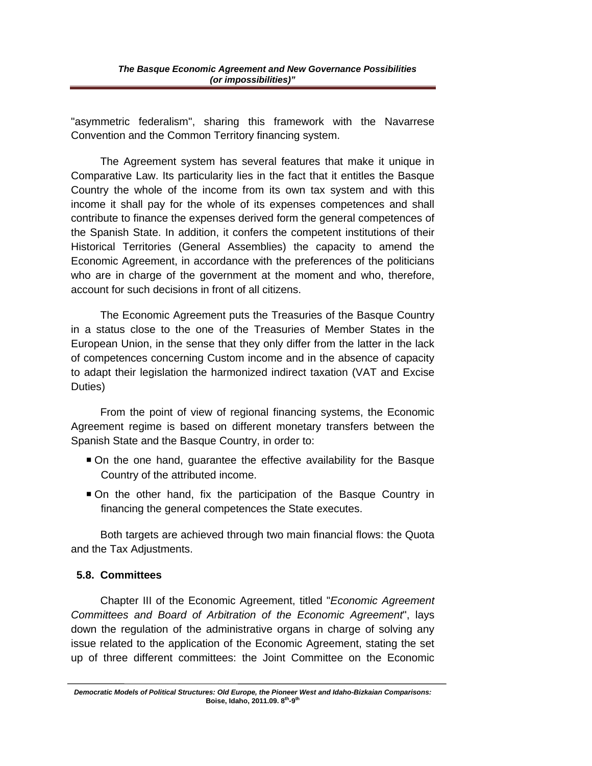"asymmetric federalism", sharing this framework with the Navarrese Convention and the Common Territory financing system.

The Agreement system has several features that make it unique in Comparative Law. Its particularity lies in the fact that it entitles the Basque Country the whole of the income from its own tax system and with this income it shall pay for the whole of its expenses competences and shall contribute to finance the expenses derived form the general competences of the Spanish State. In addition, it confers the competent institutions of their Historical Territories (General Assemblies) the capacity to amend the Economic Agreement, in accordance with the preferences of the politicians who are in charge of the government at the moment and who, therefore, account for such decisions in front of all citizens.

The Economic Agreement puts the Treasuries of the Basque Country in a status close to the one of the Treasuries of Member States in the European Union, in the sense that they only differ from the latter in the lack of competences concerning Custom income and in the absence of capacity to adapt their legislation the harmonized indirect taxation (VAT and Excise Duties)

From the point of view of regional financing systems, the Economic Agreement regime is based on different monetary transfers between the Spanish State and the Basque Country, in order to:

- On the one hand, guarantee the effective availability for the Basque Country of the attributed income.
- On the other hand, fix the participation of the Basque Country in financing the general competences the State executes.

Both targets are achieved through two main financial flows: the Quota and the Tax Adjustments.

### 5.8. Committees

Chapter III of the Economic Agreement, titled "*Economic Agreement Committees and Board of Arbitration of the Economic Agreement*", lays down the regulation of the administrative organs in charge of solving any issue related to the application of the Economic Agreement, stating the set up of three different committees: the Joint Committee on the Economic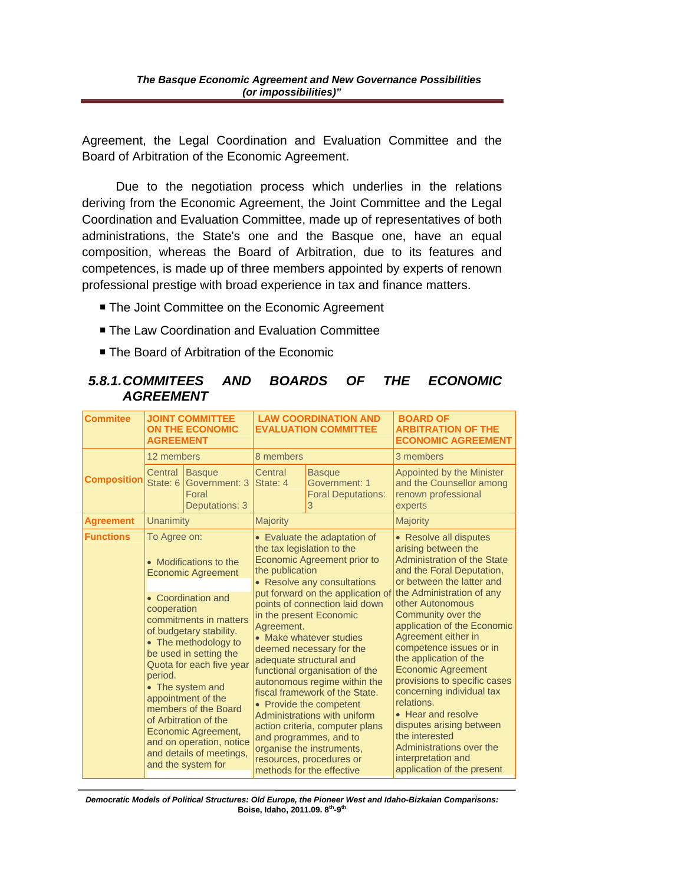Agreement, the Legal Coordination and Evaluation Committee and the Board of Arbitration of the Economic Agreement.

Due to the negotiation process which underlies in the relations deriving from the Economic Agreement, the Joint Committee and the Legal Coordination and Evaluation Committee, made up of representatives of both administrations, the State's one and the Basque one, have an equal composition, whereas the Board of Arbitration, due to its features and competences, is made up of three members appointed by experts of renown professional prestige with broad experience in tax and finance matters.

- The Joint Committee on the Economic Agreement
- The Law Coordination and Evaluation Committee
- The Board of Arbitration of the Economic

### *5.8.1. COMMITEES AND BOARDS OF THE ECONOMIC AGREEMENT*

| Commitee | JOINT COMMITTEE ON THE ECONOMIC AGREEMENT | | LAW COORDINATION AND EVALUATION COMMITTEE | | BOARD OF ARBITRATION OF THE ECONOMIC AGREEMENT |
|---|---|---|---|---|---|
| Composition | 12 members | | 8 members | | 3 members |
| | Central State: 6 | Basque Government: 3 Foral Deputations: 3 | Central State: 4 | Basque Government: 1 Foral Deputations: 3 | Appointed by the Minister and the Counsellor among renown professional experts |
| Agreement | Unanimity | | Majority | | Majority |
| Functions | To Agree on:<br>• Modifications to the Economic Agreement<br>• Coordination and cooperation commitments in matters of budgetary stability.<br>• The methodology to be used in setting the Quota for each five year period.<br>• The system and appointment of the members of the Board of Arbitration of the Economic Agreement, and on operation, notice and details of meetings, and the system for | | • Evaluate the adaptation of the tax legislation to the Economic Agreement prior to the publication<br>• Resolve any consultations put forward on the application of points of connection laid down in the present Economic Agreement.<br>• Make whatever studies deemed necessary for the adequate structural and functional organisation of the autonomous regime within the fiscal framework of the State.<br>• Provide the competent Administrations with uniform action criteria, computer plans and programmes, and to organise the instruments, resources, procedures or methods for the effective | | • Resolve all disputes arising between the Administration of the State and the Foral Deputation, or between the latter and the Administration of any other Autonomous Community over the application of the Economic Agreement either in competence issues or in the application of the Economic Agreement provisions to specific cases concerning individual tax relations.<br>• Hear and resolve disputes arising between the interested Administrations over the interpretation and application of the present |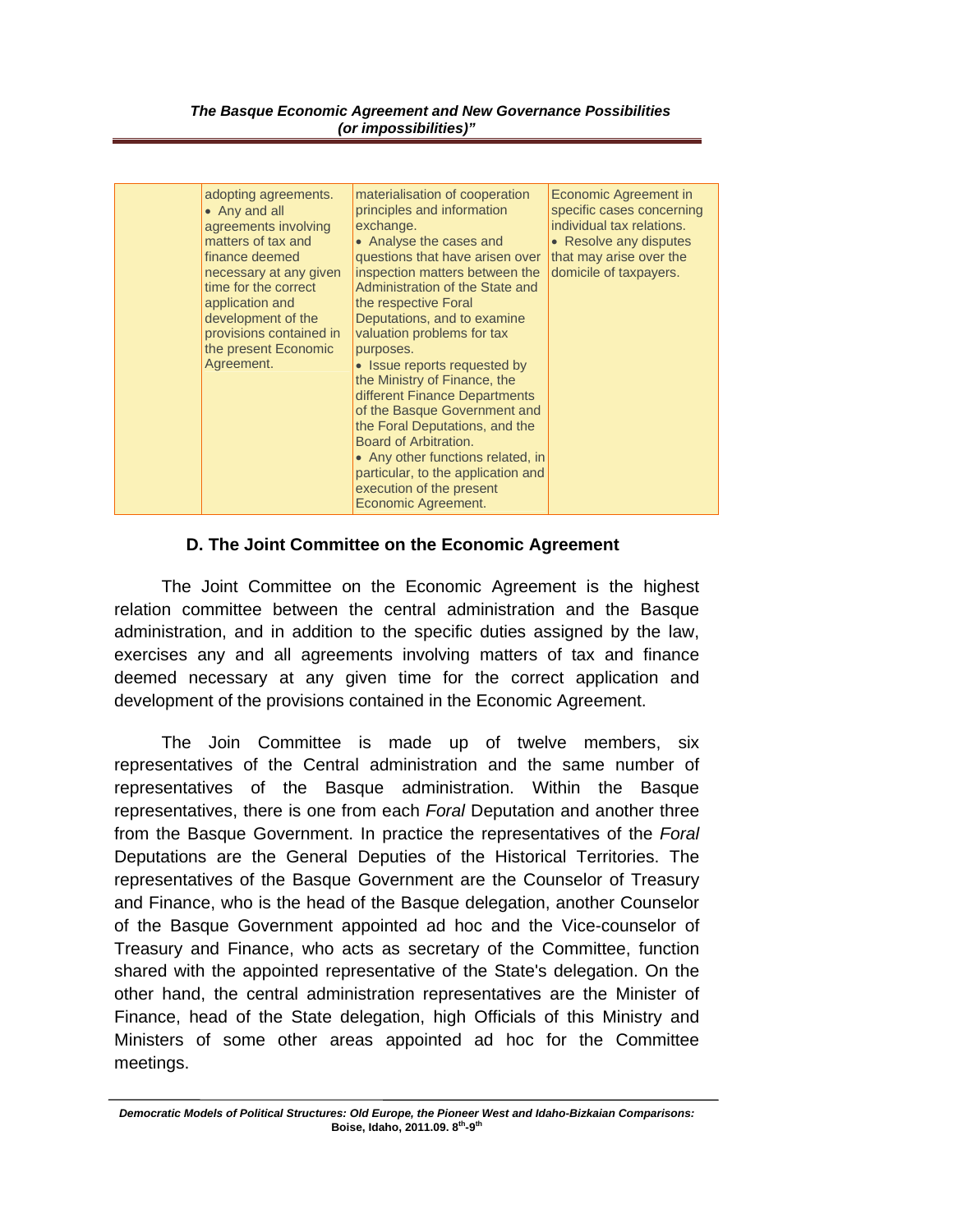| | | | |
|---|---|---|---|
| | adopting agreements.<br>• Any and all agreements involving matters of tax and finance deemed necessary at any given time for the correct application and development of the provisions contained in the present Economic Agreement. | materialisation of cooperation principles and information exchange.<br>• Analyse the cases and questions that have arisen over inspection matters between the Administration of the State and the respective Foral Deputations, and to examine valuation problems for tax purposes.<br>• Issue reports requested by the Ministry of Finance, the different Finance Departments of the Basque Government and the Foral Deputations, and the Board of Arbitration.<br>• Any other functions related, in particular, to the application and execution of the present Economic Agreement. | Economic Agreement in specific cases concerning individual tax relations.<br>• Resolve any disputes that may arise over the domicile of taxpayers. |

### D. The Joint Committee on the Economic Agreement

The Joint Committee on the Economic Agreement is the highest relation committee between the central administration and the Basque administration, and in addition to the specific duties assigned by the law, exercises any and all agreements involving matters of tax and finance deemed necessary at any given time for the correct application and development of the provisions contained in the Economic Agreement.

The Join Committee is made up of twelve members, six representatives of the Central administration and the same number of representatives of the Basque administration. Within the Basque representatives, there is one from each *Foral* Deputation and another three from the Basque Government. In practice the representatives of the *Foral* Deputations are the General Deputies of the Historical Territories. The representatives of the Basque Government are the Counselor of Treasury and Finance, who is the head of the Basque delegation, another Counselor of the Basque Government appointed ad hoc and the Vice-counselor of Treasury and Finance, who acts as secretary of the Committee, function shared with the appointed representative of the State's delegation. On the other hand, the central administration representatives are the Minister of Finance, head of the State delegation, high Officials of this Ministry and Ministers of some other areas appointed ad hoc for the Committee meetings.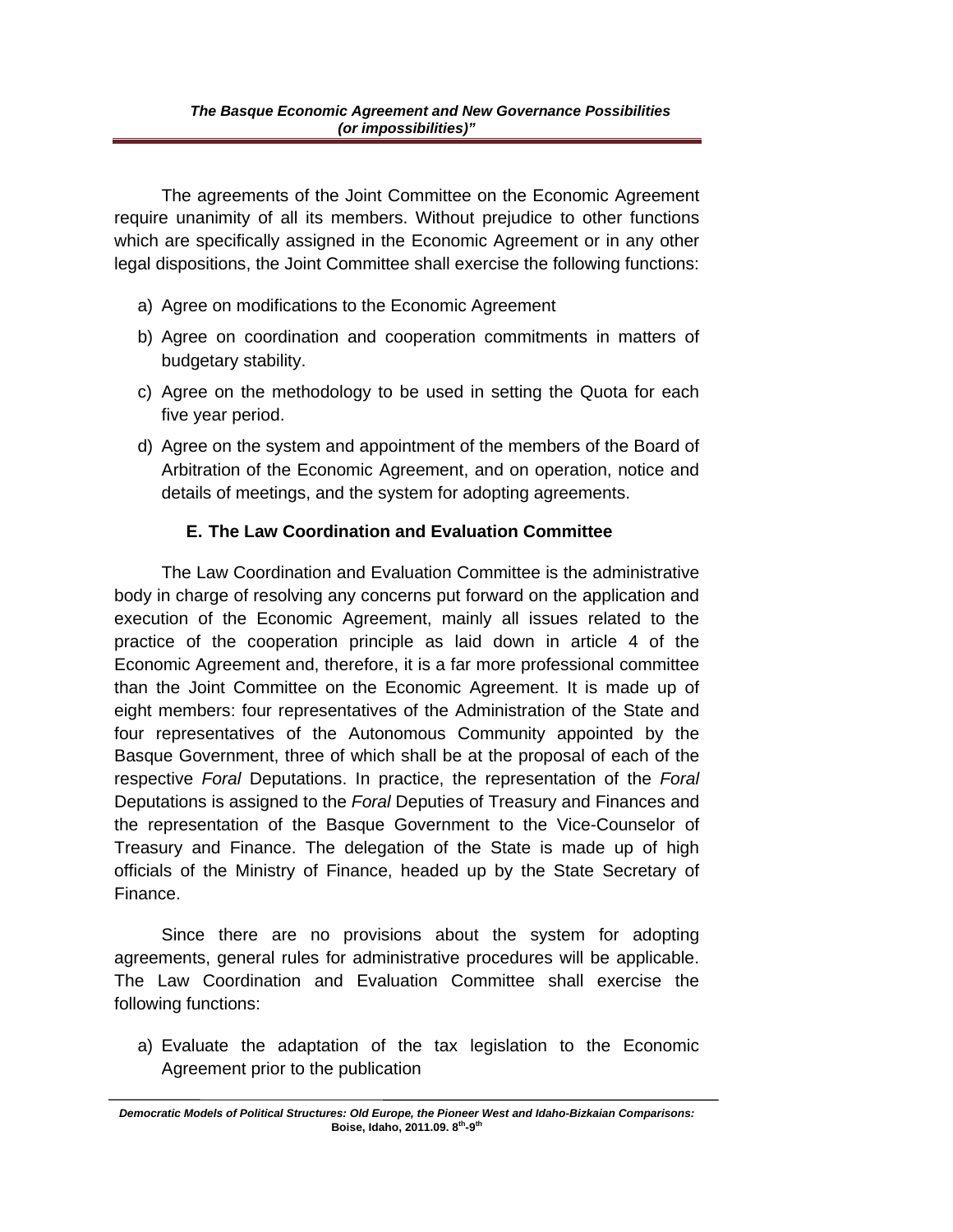The agreements of the Joint Committee on the Economic Agreement require unanimity of all its members. Without prejudice to other functions which are specifically assigned in the Economic Agreement or in any other legal dispositions, the Joint Committee shall exercise the following functions:

a) Agree on modifications to the Economic Agreement
b) Agree on coordination and cooperation commitments in matters of budgetary stability.
c) Agree on the methodology to be used in setting the Quota for each five year period.
d) Agree on the system and appointment of the members of the Board of Arbitration of the Economic Agreement, and on operation, notice and details of meetings, and the system for adopting agreements.

### E. The Law Coordination and Evaluation Committee

The Law Coordination and Evaluation Committee is the administrative body in charge of resolving any concerns put forward on the application and execution of the Economic Agreement, mainly all issues related to the practice of the cooperation principle as laid down in article 4 of the Economic Agreement and, therefore, it is a far more professional committee than the Joint Committee on the Economic Agreement. It is made up of eight members: four representatives of the Administration of the State and four representatives of the Autonomous Community appointed by the Basque Government, three of which shall be at the proposal of each of the respective *Foral* Deputations. In practice, the representation of the *Foral* Deputations is assigned to the *Foral* Deputies of Treasury and Finances and the representation of the Basque Government to the Vice-Counselor of Treasury and Finance. The delegation of the State is made up of high officials of the Ministry of Finance, headed up by the State Secretary of Finance.

Since there are no provisions about the system for adopting agreements, general rules for administrative procedures will be applicable. The Law Coordination and Evaluation Committee shall exercise the following functions:

a) Evaluate the adaptation of the tax legislation to the Economic Agreement prior to the publication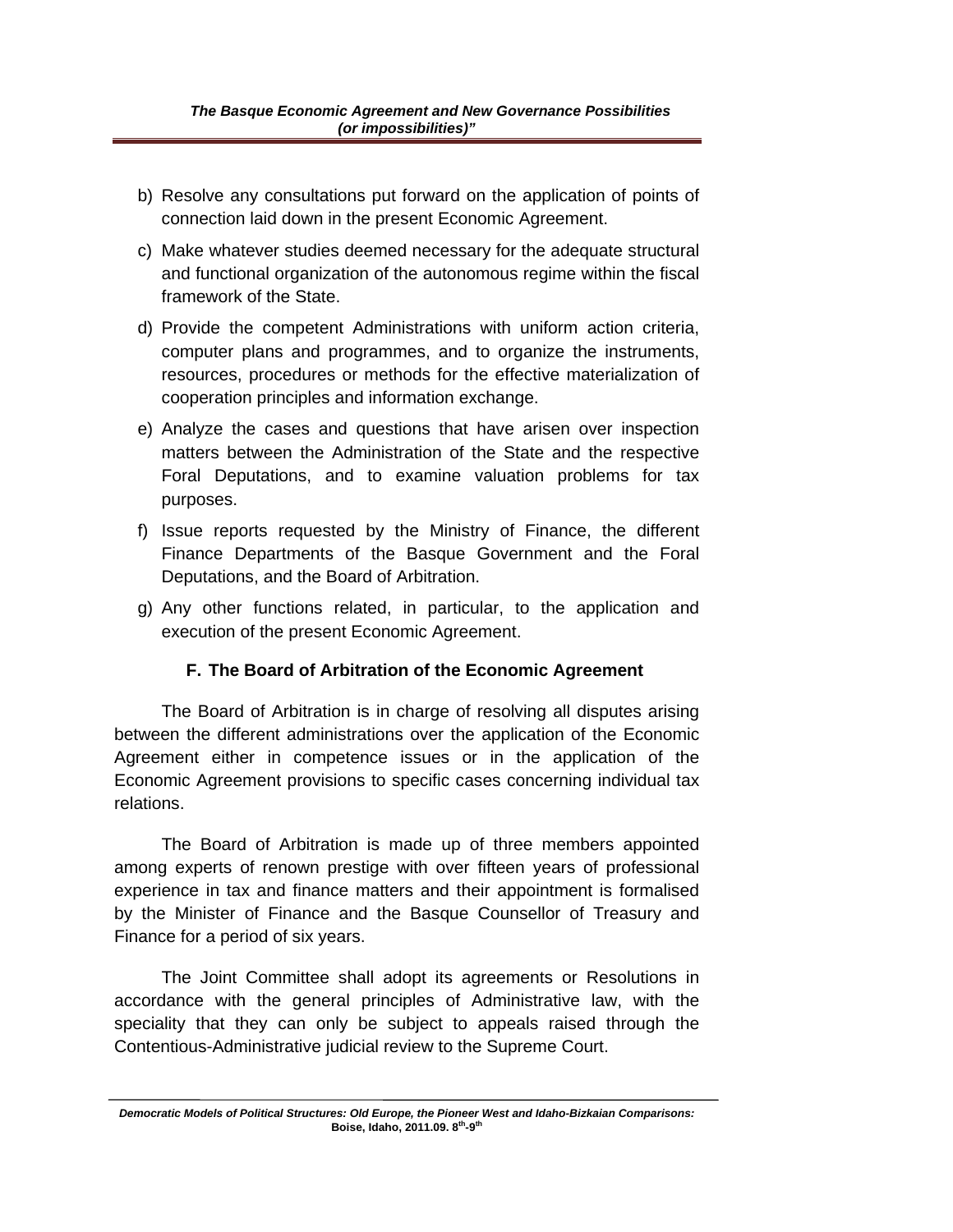b) Resolve any consultations put forward on the application of points of connection laid down in the present Economic Agreement.

c) Make whatever studies deemed necessary for the adequate structural and functional organization of the autonomous regime within the fiscal framework of the State.

d) Provide the competent Administrations with uniform action criteria, computer plans and programmes, and to organize the instruments, resources, procedures or methods for the effective materialization of cooperation principles and information exchange.

e) Analyze the cases and questions that have arisen over inspection matters between the Administration of the State and the respective Foral Deputations, and to examine valuation problems for tax purposes.

f) Issue reports requested by the Ministry of Finance, the different Finance Departments of the Basque Government and the Foral Deputations, and the Board of Arbitration.

g) Any other functions related, in particular, to the application and execution of the present Economic Agreement.

### F. The Board of Arbitration of the Economic Agreement

The Board of Arbitration is in charge of resolving all disputes arising between the different administrations over the application of the Economic Agreement either in competence issues or in the application of the Economic Agreement provisions to specific cases concerning individual tax relations.

The Board of Arbitration is made up of three members appointed among experts of renown prestige with over fifteen years of professional experience in tax and finance matters and their appointment is formalised by the Minister of Finance and the Basque Counsellor of Treasury and Finance for a period of six years.

The Joint Committee shall adopt its agreements or Resolutions in accordance with the general principles of Administrative law, with the speciality that they can only be subject to appeals raised through the Contentious-Administrative judicial review to the Supreme Court.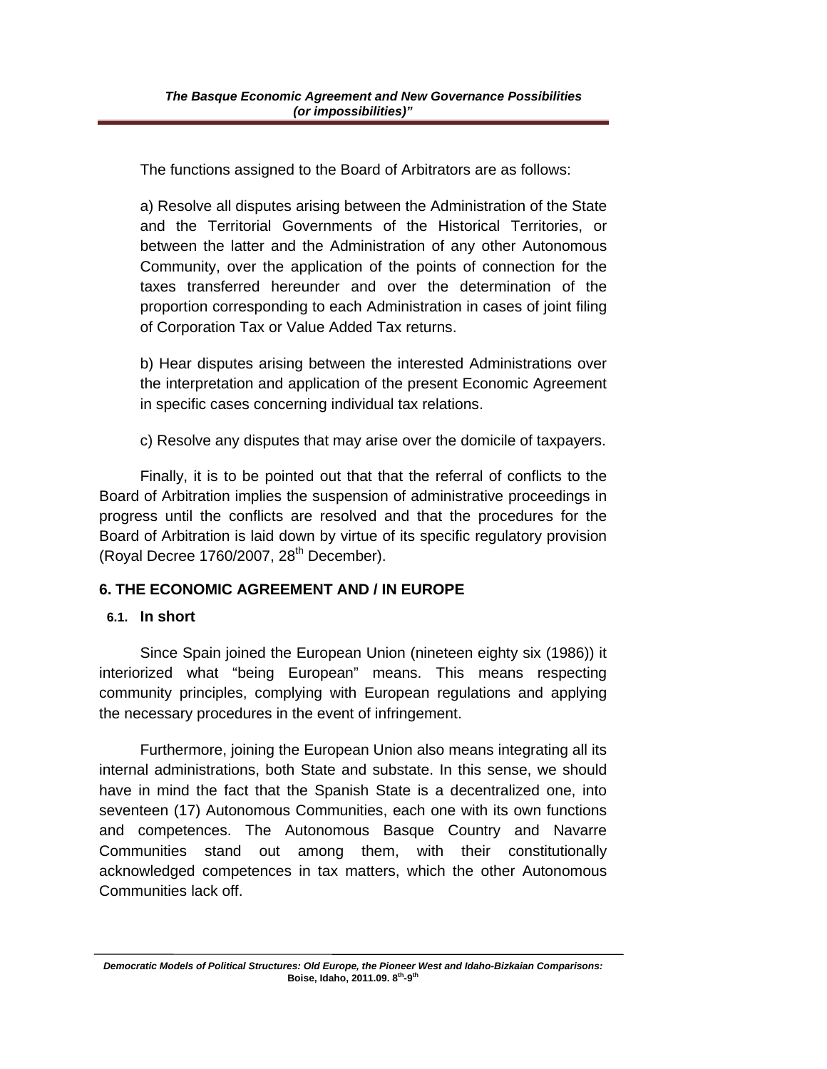The functions assigned to the Board of Arbitrators are as follows:

a) Resolve all disputes arising between the Administration of the State and the Territorial Governments of the Historical Territories, or between the latter and the Administration of any other Autonomous Community, over the application of the points of connection for the taxes transferred hereunder and over the determination of the proportion corresponding to each Administration in cases of joint filing of Corporation Tax or Value Added Tax returns.

b) Hear disputes arising between the interested Administrations over the interpretation and application of the present Economic Agreement in specific cases concerning individual tax relations.

c) Resolve any disputes that may arise over the domicile of taxpayers.

Finally, it is to be pointed out that that the referral of conflicts to the Board of Arbitration implies the suspension of administrative proceedings in progress until the conflicts are resolved and that the procedures for the Board of Arbitration is laid down by virtue of its specific regulatory provision (Royal Decree 1760/2007, 28th December).

## 6. THE ECONOMIC AGREEMENT AND / IN EUROPE

### 6.1. In short

Since Spain joined the European Union (nineteen eighty six (1986)) it interiorized what "being European" means. This means respecting community principles, complying with European regulations and applying the necessary procedures in the event of infringement.

Furthermore, joining the European Union also means integrating all its internal administrations, both State and substate. In this sense, we should have in mind the fact that the Spanish State is a decentralized one, into seventeen (17) Autonomous Communities, each one with its own functions and competences. The Autonomous Basque Country and Navarre Communities stand out among them, with their constitutionally acknowledged competences in tax matters, which the other Autonomous Communities lack off.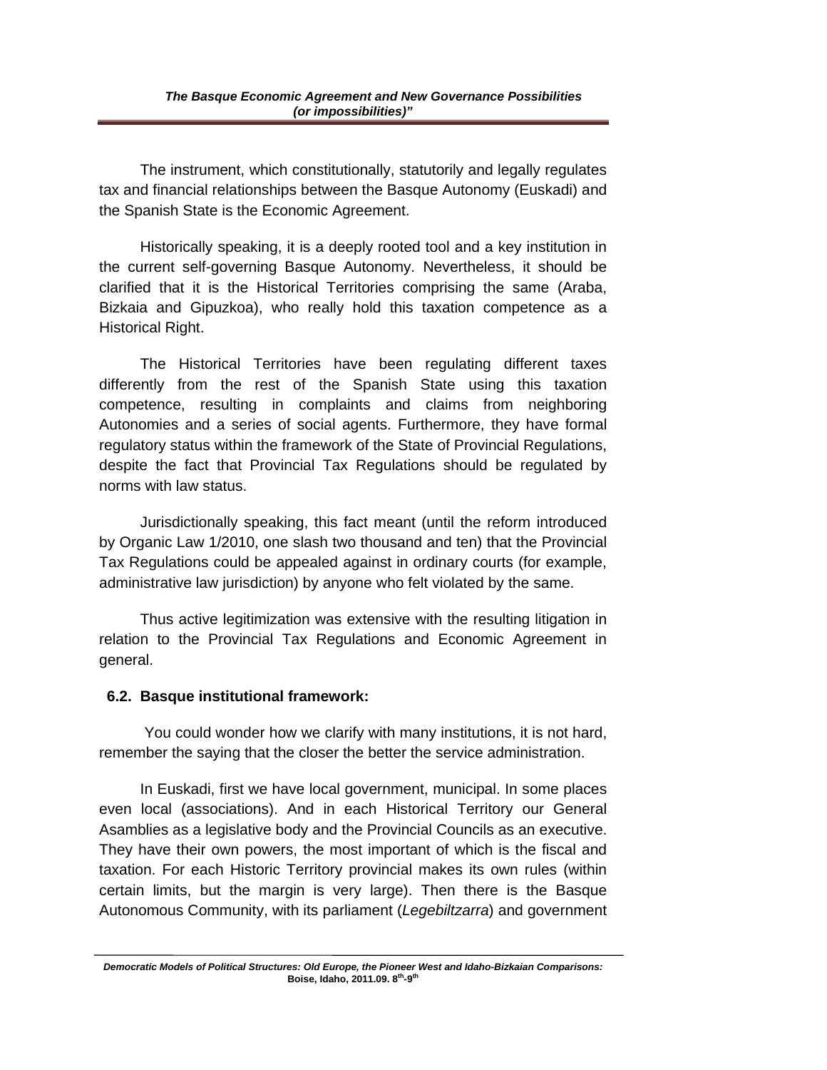The instrument, which constitutionally, statutorily and legally regulates tax and financial relationships between the Basque Autonomy (Euskadi) and the Spanish State is the Economic Agreement.

Historically speaking, it is a deeply rooted tool and a key institution in the current self-governing Basque Autonomy. Nevertheless, it should be clarified that it is the Historical Territories comprising the same (Araba, Bizkaia and Gipuzkoa), who really hold this taxation competence as a Historical Right.

The Historical Territories have been regulating different taxes differently from the rest of the Spanish State using this taxation competence, resulting in complaints and claims from neighboring Autonomies and a series of social agents. Furthermore, they have formal regulatory status within the framework of the State of Provincial Regulations, despite the fact that Provincial Tax Regulations should be regulated by norms with law status.

Jurisdictionally speaking, this fact meant (until the reform introduced by Organic Law 1/2010, one slash two thousand and ten) that the Provincial Tax Regulations could be appealed against in ordinary courts (for example, administrative law jurisdiction) by anyone who felt violated by the same.

Thus active legitimization was extensive with the resulting litigation in relation to the Provincial Tax Regulations and Economic Agreement in general.

### 6.2. Basque institutional framework:

You could wonder how we clarify with many institutions, it is not hard, remember the saying that the closer the better the service administration.

In Euskadi, first we have local government, municipal. In some places even local (associations). And in each Historical Territory our General Asamblies as a legislative body and the Provincial Councils as an executive. They have their own powers, the most important of which is the fiscal and taxation. For each Historic Territory provincial makes its own rules (within certain limits, but the margin is very large). Then there is the Basque Autonomous Community, with its parliament (*Legebiltzarra*) and government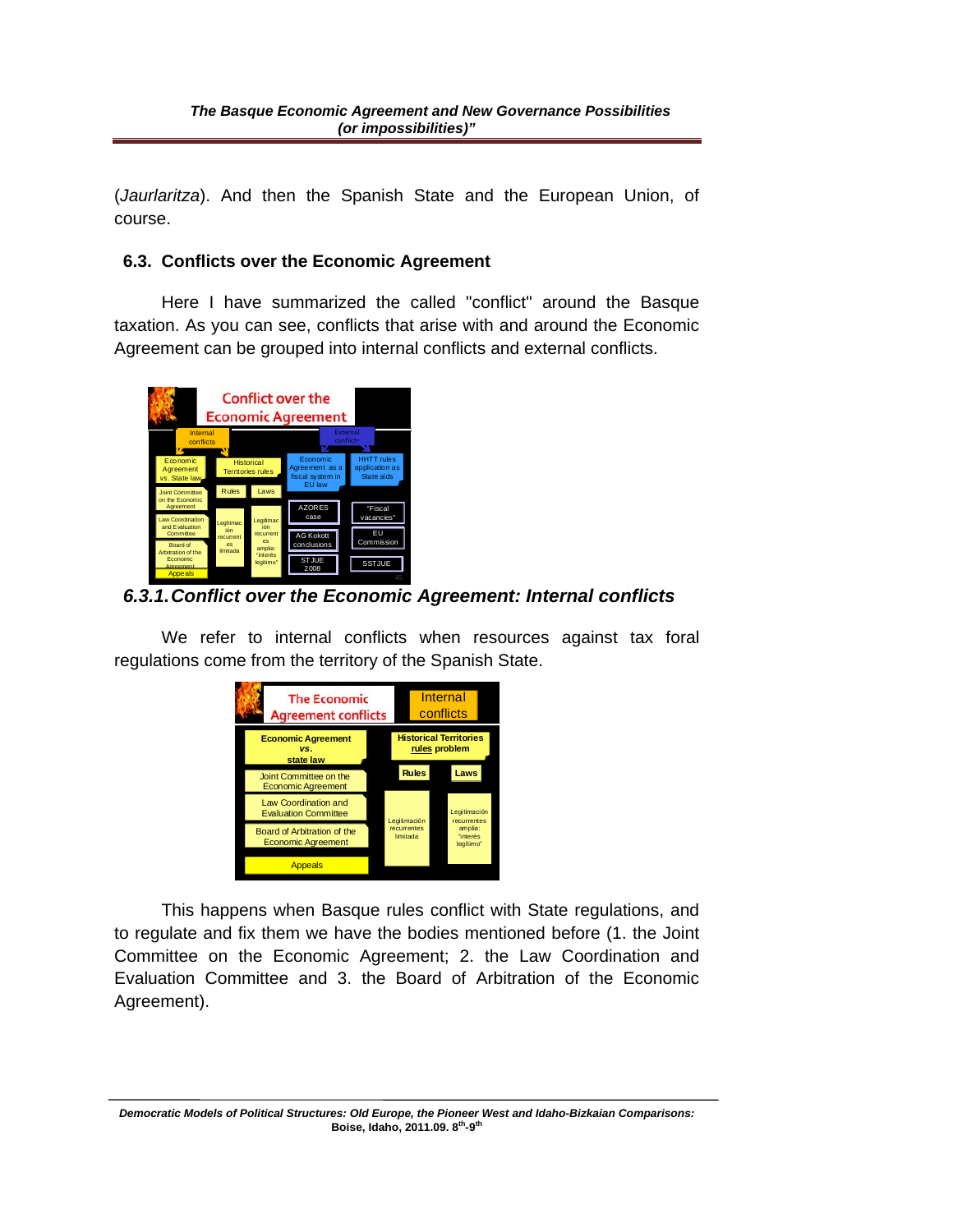(*Jaurlaritza*). And then the Spanish State and the European Union, of course.

## 6.3. Conflicts over the Economic Agreement

Here I have summarized the called "conflict" around the Basque taxation. As you can see, conflicts that arise with and around the Economic Agreement can be grouped into internal conflicts and external conflicts.

Conflict over the Economic Agreement

Internal conflicts

External conflicts

Economic Agreement vs. State law

Historical Territories rules

Economic Agreement as a fiscal system in EU law

HHTT rules application as State aids

Joint Committee on the Economic Agreement

Rules

Laws

Law Coordination and Evaluation Committee

Board of Arbitration of the Economic Agreement

Appeals

Legitimación recurrentes limitada

Legitimación recurrentes amplia: "interés legítimo"

AZORES case

AG Kokott conclusions

STJUE 2008

"Fiscal vacancies"

EU Commission

SSTJUE

### 6.3.1. *Conflict over the Economic Agreement: Internal conflicts*

We refer to internal conflicts when resources against tax foral regulations come from the territory of the Spanish State.

The Economic Agreement conflicts

Internal conflicts

**Economic Agreement vs. state law**

Joint Committee on the Economic Agreement

Law Coordination and Evaluation Committee

Board of Arbitration of the Economic Agreement

Appeals

**Historical Territories rules problem**

**Rules**

**Laws**

Legitimación recurrentes limitada

Legitimación recurrentes amplia: "interés legítimo"

This happens when Basque rules conflict with State regulations, and to regulate and fix them we have the bodies mentioned before (1. the Joint Committee on the Economic Agreement; 2. the Law Coordination and Evaluation Committee and 3. the Board of Arbitration of the Economic Agreement).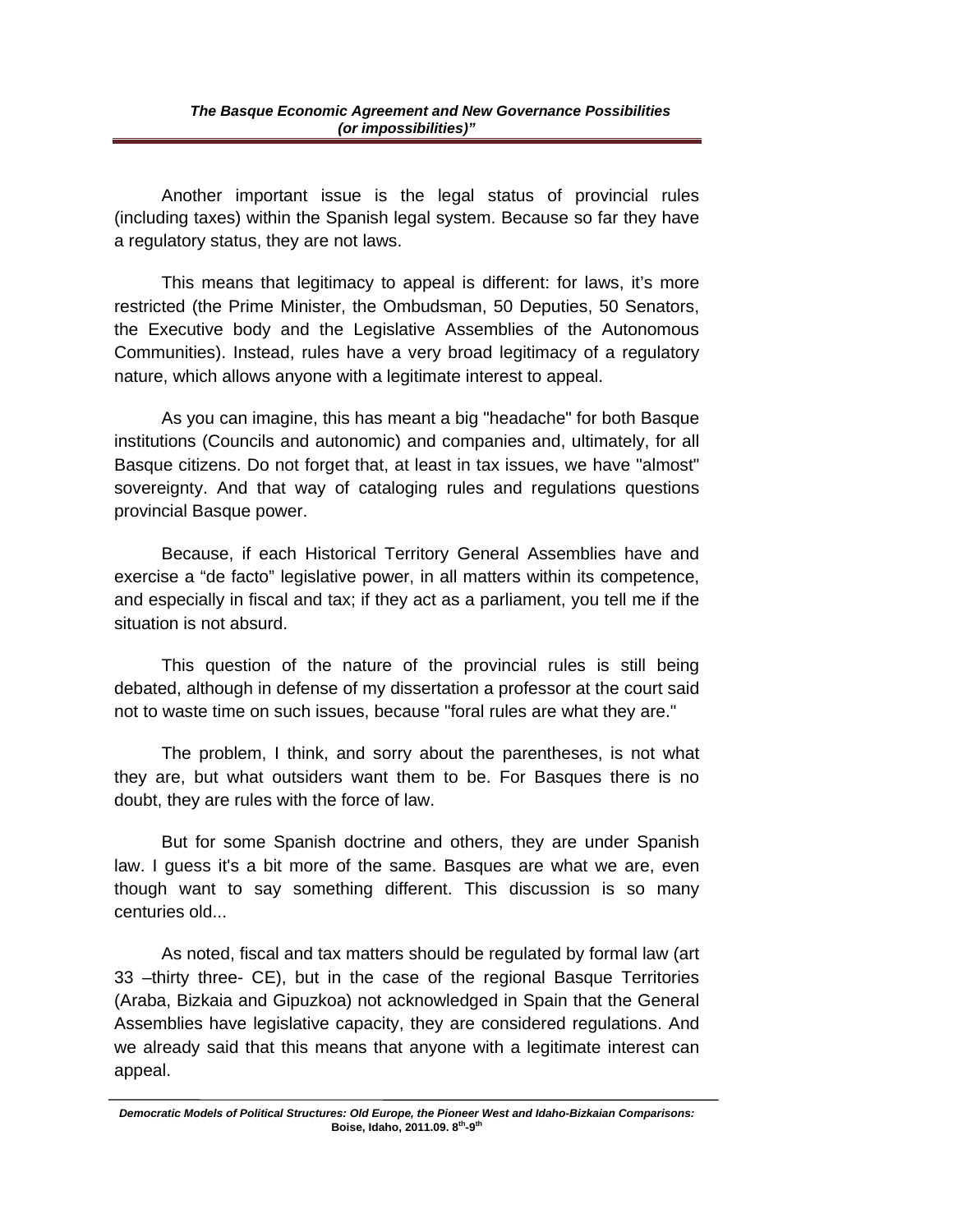Another important issue is the legal status of provincial rules (including taxes) within the Spanish legal system. Because so far they have a regulatory status, they are not laws.

This means that legitimacy to appeal is different: for laws, it's more restricted (the Prime Minister, the Ombudsman, 50 Deputies, 50 Senators, the Executive body and the Legislative Assemblies of the Autonomous Communities). Instead, rules have a very broad legitimacy of a regulatory nature, which allows anyone with a legitimate interest to appeal.

As you can imagine, this has meant a big "headache" for both Basque institutions (Councils and autonomic) and companies and, ultimately, for all Basque citizens. Do not forget that, at least in tax issues, we have "almost" sovereignty. And that way of cataloging rules and regulations questions provincial Basque power.

Because, if each Historical Territory General Assemblies have and exercise a "de facto" legislative power, in all matters within its competence, and especially in fiscal and tax; if they act as a parliament, you tell me if the situation is not absurd.

This question of the nature of the provincial rules is still being debated, although in defense of my dissertation a professor at the court said not to waste time on such issues, because "foral rules are what they are."

The problem, I think, and sorry about the parentheses, is not what they are, but what outsiders want them to be. For Basques there is no doubt, they are rules with the force of law.

But for some Spanish doctrine and others, they are under Spanish law. I guess it's a bit more of the same. Basques are what we are, even though want to say something different. This discussion is so many centuries old...

As noted, fiscal and tax matters should be regulated by formal law (art 33 –thirty three- CE), but in the case of the regional Basque Territories (Araba, Bizkaia and Gipuzkoa) not acknowledged in Spain that the General Assemblies have legislative capacity, they are considered regulations. And we already said that this means that anyone with a legitimate interest can appeal.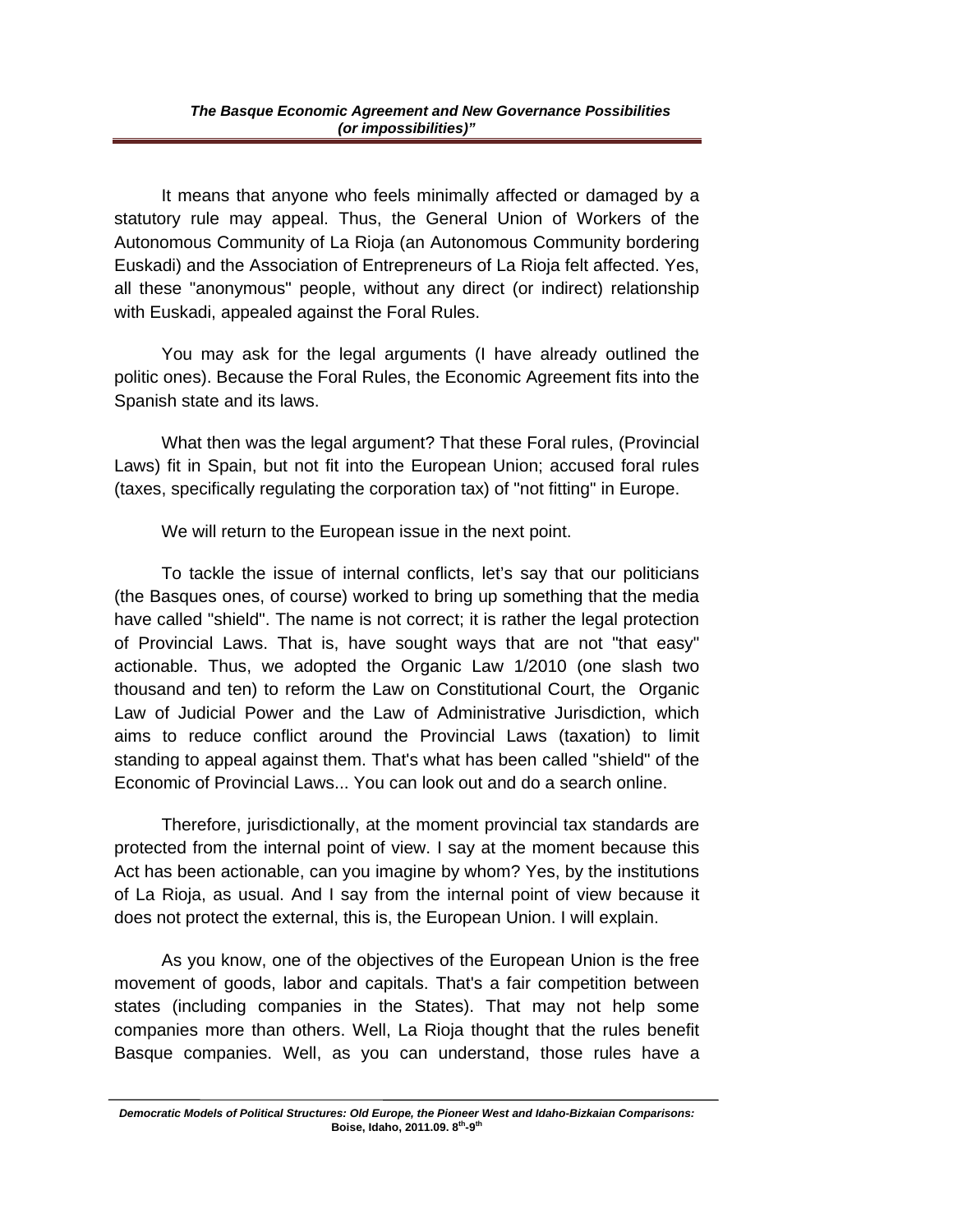It means that anyone who feels minimally affected or damaged by a statutory rule may appeal. Thus, the General Union of Workers of the Autonomous Community of La Rioja (an Autonomous Community bordering Euskadi) and the Association of Entrepreneurs of La Rioja felt affected. Yes, all these "anonymous" people, without any direct (or indirect) relationship with Euskadi, appealed against the Foral Rules.

You may ask for the legal arguments (I have already outlined the politic ones). Because the Foral Rules, the Economic Agreement fits into the Spanish state and its laws.

What then was the legal argument? That these Foral rules, (Provincial Laws) fit in Spain, but not fit into the European Union; accused foral rules (taxes, specifically regulating the corporation tax) of "not fitting" in Europe.

We will return to the European issue in the next point.

To tackle the issue of internal conflicts, let's say that our politicians (the Basques ones, of course) worked to bring up something that the media have called "shield". The name is not correct; it is rather the legal protection of Provincial Laws. That is, have sought ways that are not "that easy" actionable. Thus, we adopted the Organic Law 1/2010 (one slash two thousand and ten) to reform the Law on Constitutional Court, the Organic Law of Judicial Power and the Law of Administrative Jurisdiction, which aims to reduce conflict around the Provincial Laws (taxation) to limit standing to appeal against them. That's what has been called "shield" of the Economic of Provincial Laws... You can look out and do a search online.

Therefore, jurisdictionally, at the moment provincial tax standards are protected from the internal point of view. I say at the moment because this Act has been actionable, can you imagine by whom? Yes, by the institutions of La Rioja, as usual. And I say from the internal point of view because it does not protect the external, this is, the European Union. I will explain.

As you know, one of the objectives of the European Union is the free movement of goods, labor and capitals. That's a fair competition between states (including companies in the States). That may not help some companies more than others. Well, La Rioja thought that the rules benefit Basque companies. Well, as you can understand, those rules have a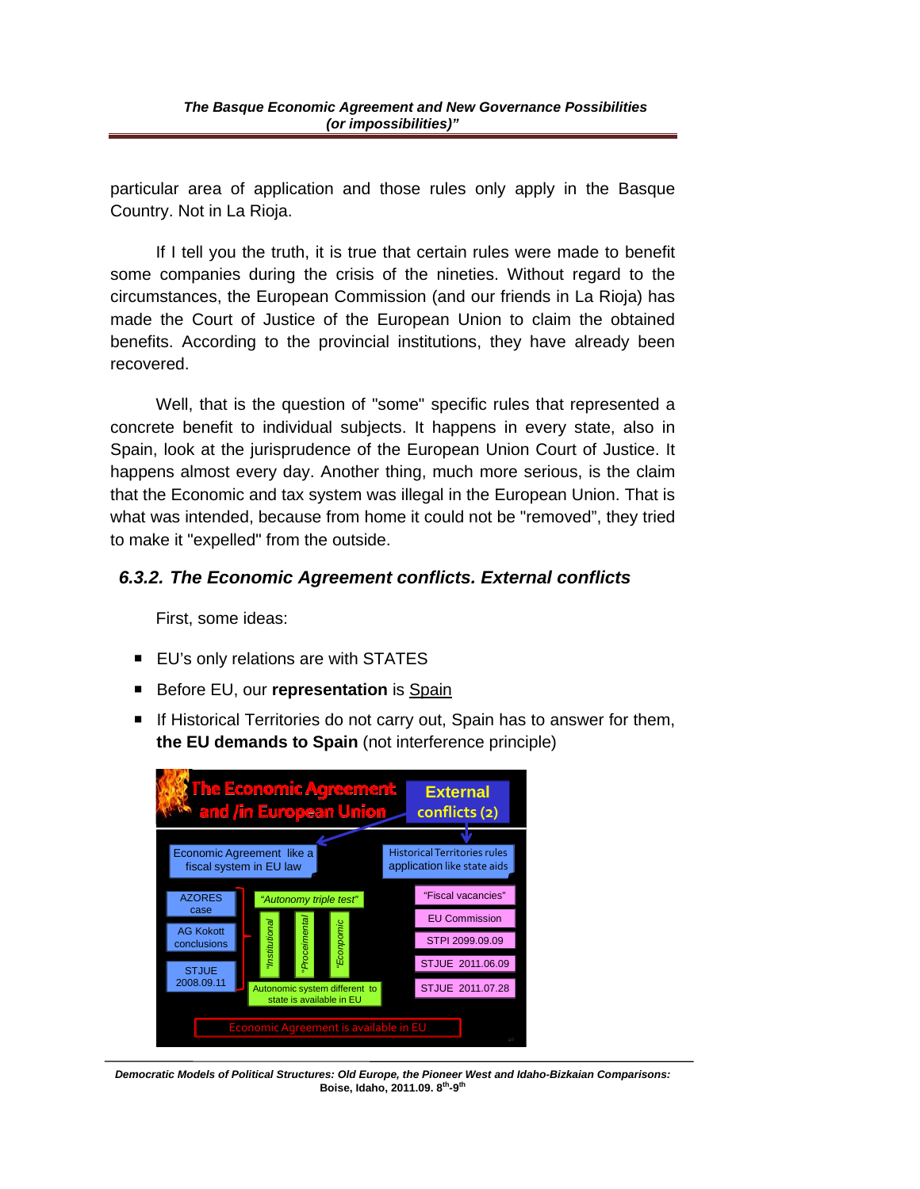particular area of application and those rules only apply in the Basque Country. Not in La Rioja.

If I tell you the truth, it is true that certain rules were made to benefit some companies during the crisis of the nineties. Without regard to the circumstances, the European Commission (and our friends in La Rioja) has made the Court of Justice of the European Union to claim the obtained benefits. According to the provincial institutions, they have already been recovered.

Well, that is the question of "some" specific rules that represented a concrete benefit to individual subjects. It happens in every state, also in Spain, look at the jurisprudence of the European Union Court of Justice. It happens almost every day. Another thing, much more serious, is the claim that the Economic and tax system was illegal in the European Union. That is what was intended, because from home it could not be "removed", they tried to make it "expelled" from the outside.

### *6.3.2. The Economic Agreement conflicts. External conflicts*

First, some ideas:

- EU's only relations are with STATES
- Before EU, our **representation** is Spain
- If Historical Territories do not carry out, Spain has to answer for them, **the EU demands to Spain** (not interference principle)

The Economic Agreement and /in European Union

External conflicts (2)

Economic Agreement like a fiscal system in EU law

Historical Territories rules application like state aids

AZORES case

AG Kokott conclusions

STJUE 2008.09.11

"Autonomy triple test"

"Institutional

"Proceimental

"Economic

Autonomic system different to state is available in EU

"Fiscal vacancies"

EU Commission

STPI 2099.09.09

STJUE 2011.06.09

STJUE 2011.07.28

Economic Agreement is available in EU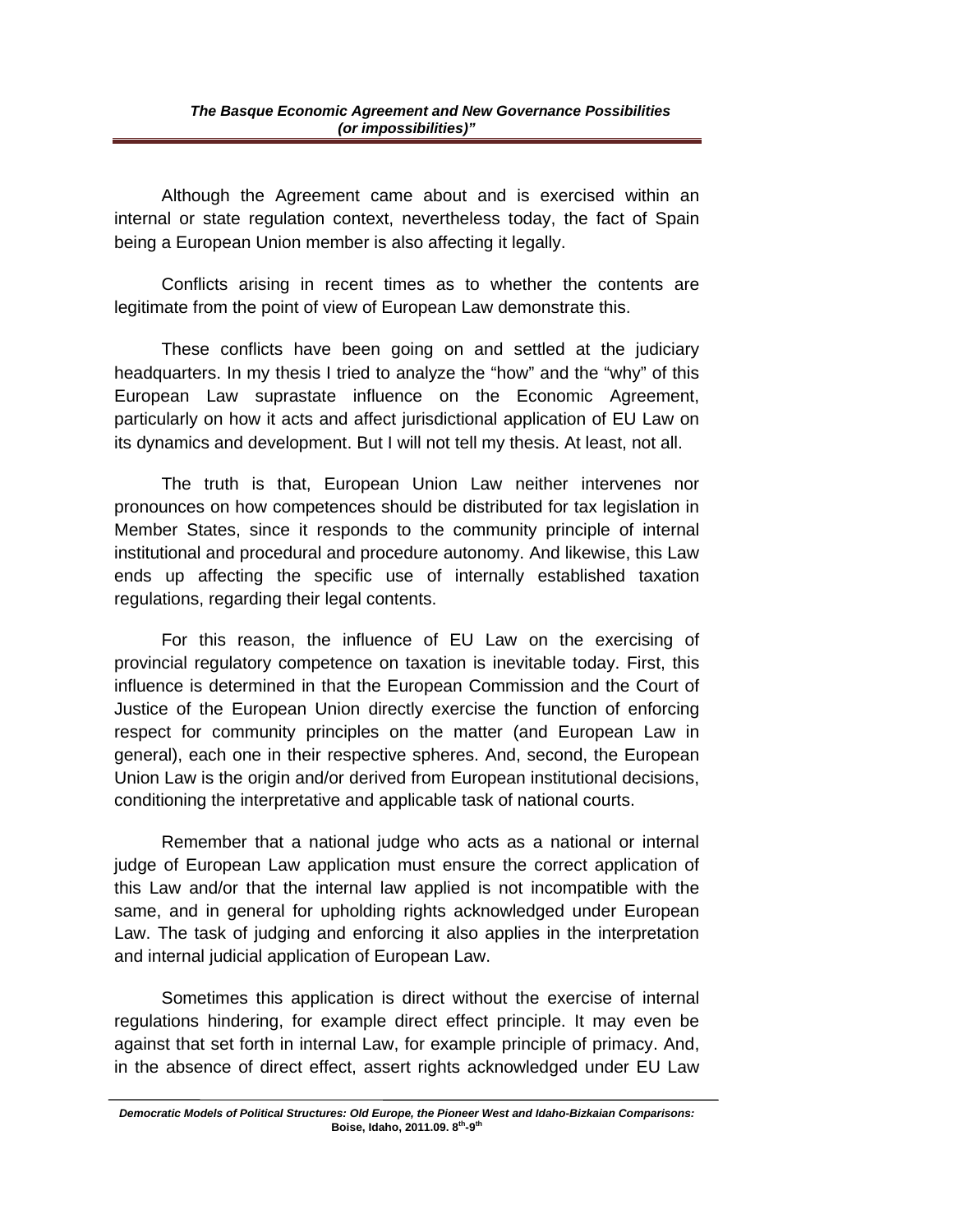Although the Agreement came about and is exercised within an internal or state regulation context, nevertheless today, the fact of Spain being a European Union member is also affecting it legally.

Conflicts arising in recent times as to whether the contents are legitimate from the point of view of European Law demonstrate this.

These conflicts have been going on and settled at the judiciary headquarters. In my thesis I tried to analyze the "how" and the "why" of this European Law suprastate influence on the Economic Agreement, particularly on how it acts and affect jurisdictional application of EU Law on its dynamics and development. But I will not tell my thesis. At least, not all.

The truth is that, European Union Law neither intervenes nor pronounces on how competences should be distributed for tax legislation in Member States, since it responds to the community principle of internal institutional and procedural and procedure autonomy. And likewise, this Law ends up affecting the specific use of internally established taxation regulations, regarding their legal contents.

For this reason, the influence of EU Law on the exercising of provincial regulatory competence on taxation is inevitable today. First, this influence is determined in that the European Commission and the Court of Justice of the European Union directly exercise the function of enforcing respect for community principles on the matter (and European Law in general), each one in their respective spheres. And, second, the European Union Law is the origin and/or derived from European institutional decisions, conditioning the interpretative and applicable task of national courts.

Remember that a national judge who acts as a national or internal judge of European Law application must ensure the correct application of this Law and/or that the internal law applied is not incompatible with the same, and in general for upholding rights acknowledged under European Law. The task of judging and enforcing it also applies in the interpretation and internal judicial application of European Law.

Sometimes this application is direct without the exercise of internal regulations hindering, for example direct effect principle. It may even be against that set forth in internal Law, for example principle of primacy. And, in the absence of direct effect, assert rights acknowledged under EU Law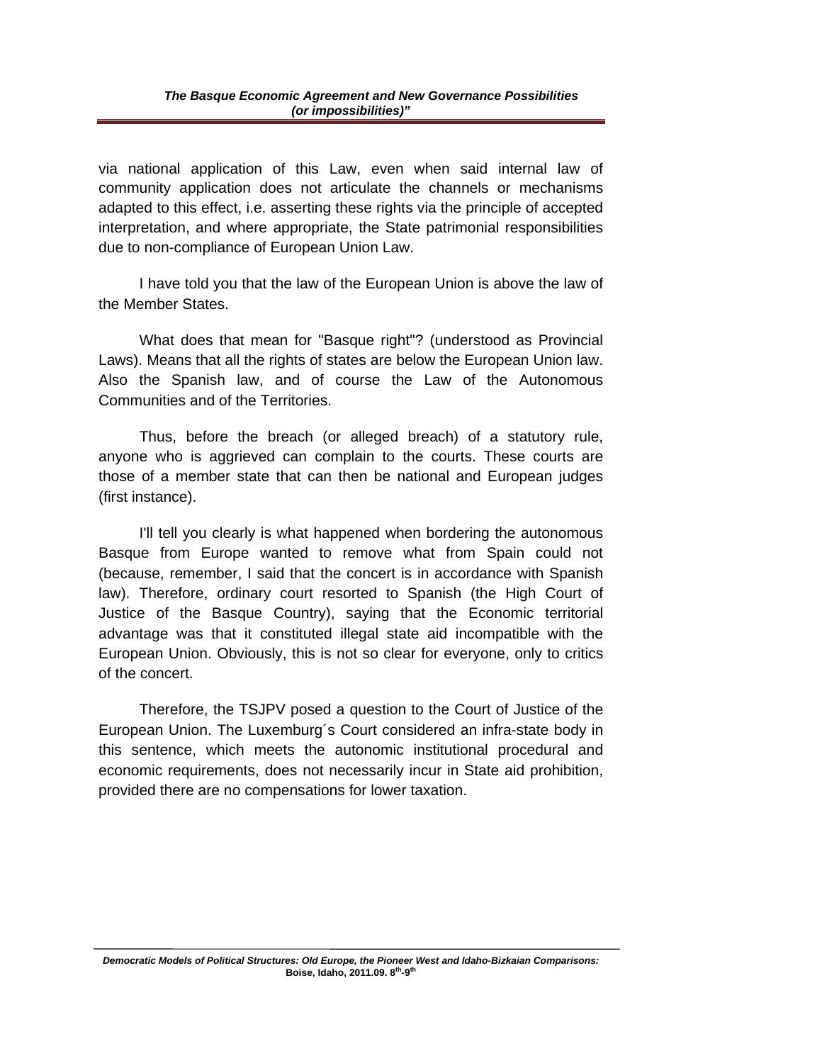via national application of this Law, even when said internal law of community application does not articulate the channels or mechanisms adapted to this effect, i.e. asserting these rights via the principle of accepted interpretation, and where appropriate, the State patrimonial responsibilities due to non-compliance of European Union Law.

I have told you that the law of the European Union is above the law of the Member States.

What does that mean for "Basque right"? (understood as Provincial Laws). Means that all the rights of states are below the European Union law. Also the Spanish law, and of course the Law of the Autonomous Communities and of the Territories.

Thus, before the breach (or alleged breach) of a statutory rule, anyone who is aggrieved can complain to the courts. These courts are those of a member state that can then be national and European judges (first instance).

I'll tell you clearly is what happened when bordering the autonomous Basque from Europe wanted to remove what from Spain could not (because, remember, I said that the concert is in accordance with Spanish law). Therefore, ordinary court resorted to Spanish (the High Court of Justice of the Basque Country), saying that the Economic territorial advantage was that it constituted illegal state aid incompatible with the European Union. Obviously, this is not so clear for everyone, only to critics of the concert.

Therefore, the TSJPV posed a question to the Court of Justice of the European Union. The Luxemburg´s Court considered an infra-state body in this sentence, which meets the autonomic institutional procedural and economic requirements, does not necessarily incur in State aid prohibition, provided there are no compensations for lower taxation.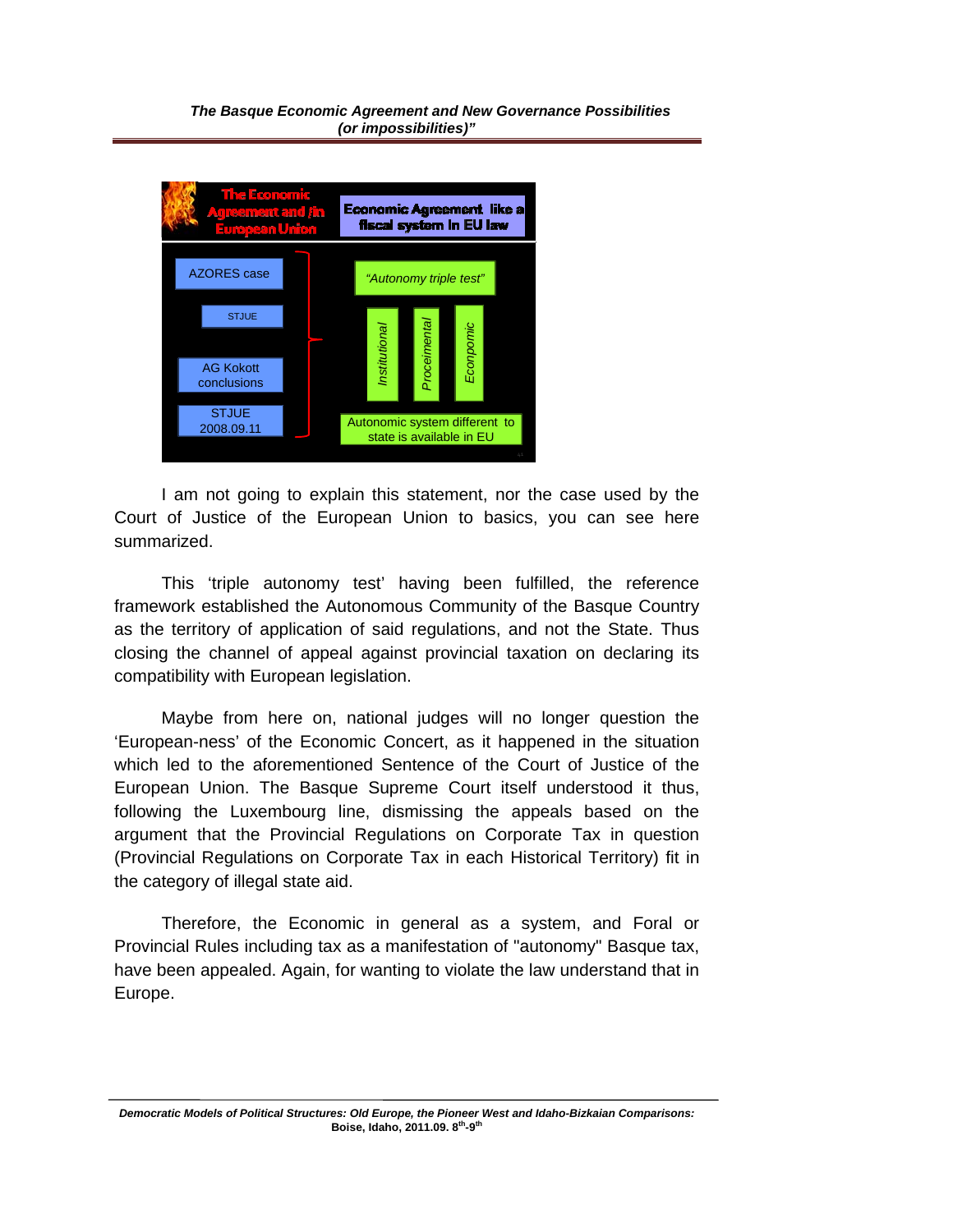| The Economic Agreement and /in European Union | Economic Agreement like a fiscal system in EU law |
| --- | --- |
| AZORES case | "Autonomy triple test" |
| STJUE | Institutional |
| AG Kokott conclusions | Proceimental |
| STJUE 2008.09.11 | Econpomic |
| | Autonomic system different to state is available in EU |

I am not going to explain this statement, nor the case used by the Court of Justice of the European Union to basics, you can see here summarized.

This 'triple autonomy test' having been fulfilled, the reference framework established the Autonomous Community of the Basque Country as the territory of application of said regulations, and not the State. Thus closing the channel of appeal against provincial taxation on declaring its compatibility with European legislation.

Maybe from here on, national judges will no longer question the 'European-ness' of the Economic Concert, as it happened in the situation which led to the aforementioned Sentence of the Court of Justice of the European Union. The Basque Supreme Court itself understood it thus, following the Luxembourg line, dismissing the appeals based on the argument that the Provincial Regulations on Corporate Tax in question (Provincial Regulations on Corporate Tax in each Historical Territory) fit in the category of illegal state aid.

Therefore, the Economic in general as a system, and Foral or Provincial Rules including tax as a manifestation of "autonomy" Basque tax, have been appealed. Again, for wanting to violate the law understand that in Europe.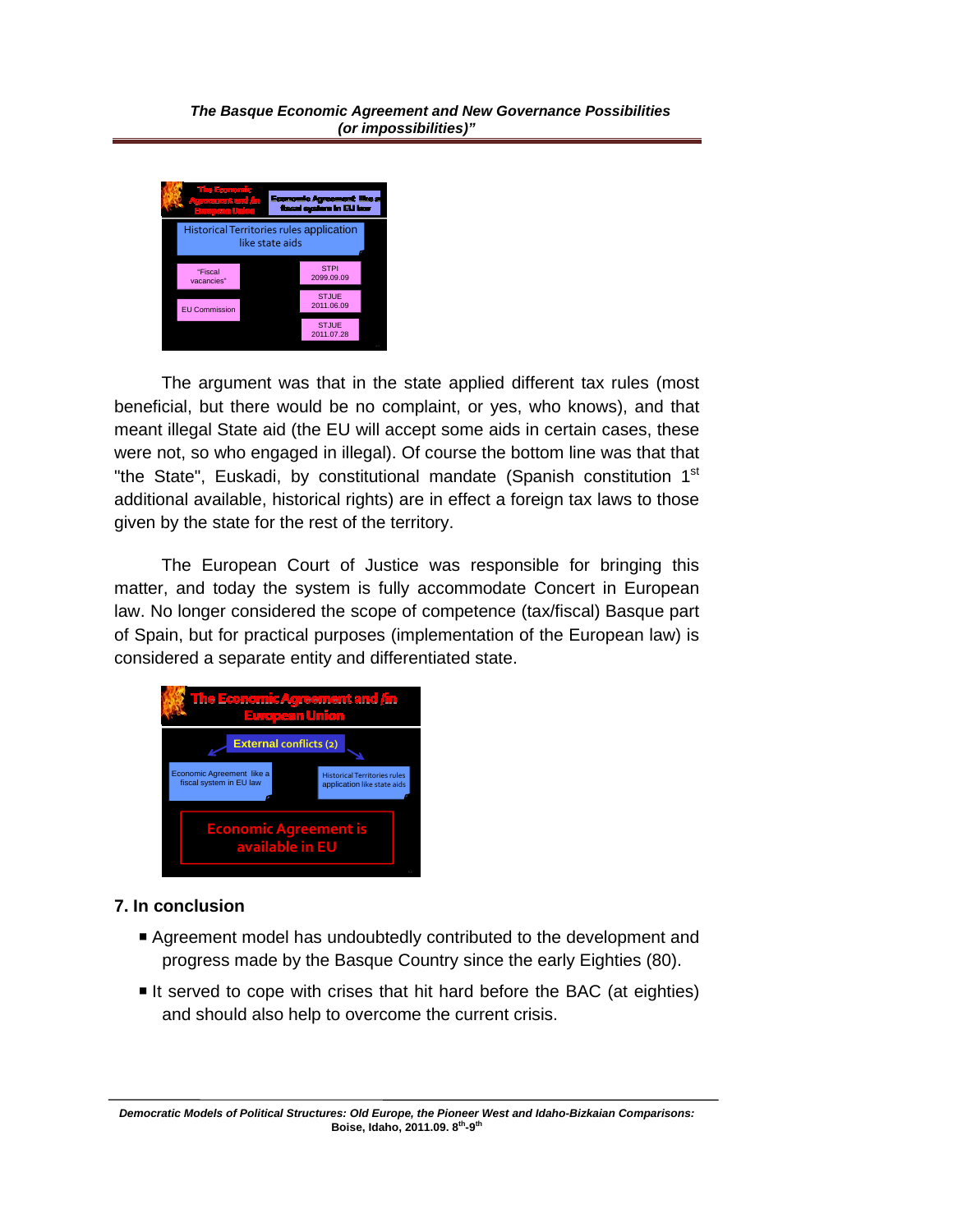The Economic Agreement and /in European Union

Economic Agreement like a fiscal system in EU law

Historical Territories rules application like state aids

"Fiscal vacancies"

EU Commission

STPI 2099.09.09

STJUE 2011.06.09

STJUE 2011.07.28

The argument was that in the state applied different tax rules (most beneficial, but there would be no complaint, or yes, who knows), and that meant illegal State aid (the EU will accept some aids in certain cases, these were not, so who engaged in illegal). Of course the bottom line was that that "the State", Euskadi, by constitutional mandate (Spanish constitution 1st additional available, historical rights) are in effect a foreign tax laws to those given by the state for the rest of the territory.

The European Court of Justice was responsible for bringing this matter, and today the system is fully accommodate Concert in European law. No longer considered the scope of competence (tax/fiscal) Basque part of Spain, but for practical purposes (implementation of the European law) is considered a separate entity and differentiated state.

The Economic Agreement and /in European Union

External conflicts (2)

Economic Agreement like a fiscal system in EU law

Historical Territories rules application like state aids

Economic Agreement is available in EU

## 7. In conclusion

- Agreement model has undoubtedly contributed to the development and progress made by the Basque Country since the early Eighties (80).
- It served to cope with crises that hit hard before the BAC (at eighties) and should also help to overcome the current crisis.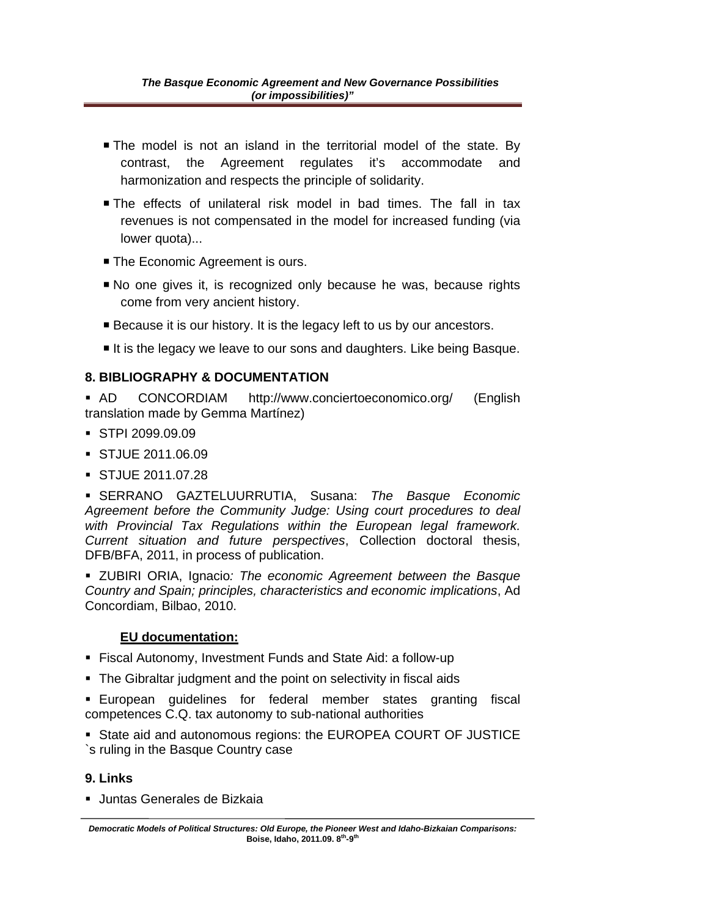- The model is not an island in the territorial model of the state. By contrast, the Agreement regulates it's accommodate and harmonization and respects the principle of solidarity.
- The effects of unilateral risk model in bad times. The fall in tax revenues is not compensated in the model for increased funding (via lower quota)...
- The Economic Agreement is ours.
- No one gives it, is recognized only because he was, because rights come from very ancient history.
- Because it is our history. It is the legacy left to us by our ancestors.
- It is the legacy we leave to our sons and daughters. Like being Basque.

## 8. BIBLIOGRAPHY & DOCUMENTATION

- AD CONCORDIAM http://www.conciertoeconomico.org/ (English translation made by Gemma Martínez)
- STPI 2099.09.09
- STJUE 2011.06.09
- STJUE 2011.07.28
- SERRANO GAZTELUURRUTIA, Susana: *The Basque Economic Agreement before the Community Judge: Using court procedures to deal with Provincial Tax Regulations within the European legal framework. Current situation and future perspectives*, Collection doctoral thesis, DFB/BFA, 2011, in process of publication.
- ZUBIRI ORIA, Ignacio*: The economic Agreement between the Basque Country and Spain; principles, characteristics and economic implications*, Ad Concordiam, Bilbao, 2010.

**<u>EU documentation:</u>**

- Fiscal Autonomy, Investment Funds and State Aid: a follow-up
- The Gibraltar judgment and the point on selectivity in fiscal aids
- European guidelines for federal member states granting fiscal competences C.Q. tax autonomy to sub-national authorities
- State aid and autonomous regions: the EUROPEA COURT OF JUSTICE `s ruling in the Basque Country case

## 9. Links

- Juntas Generales de Bizkaia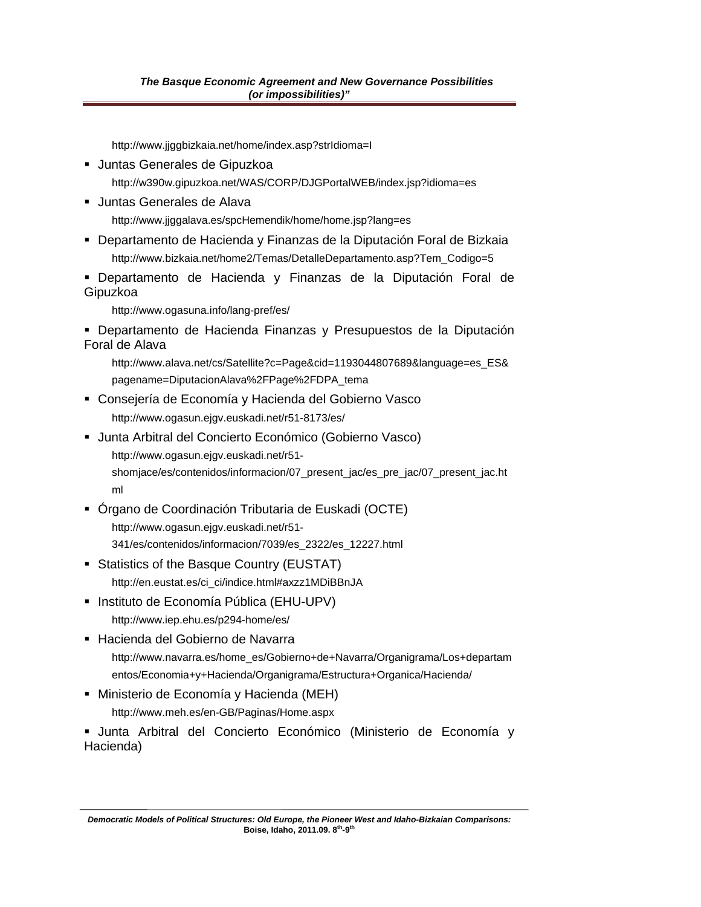http://www.jjggbizkaia.net/home/index.asp?strIdioma=I

- Juntas Generales de Gipuzkoa

  http://w390w.gipuzkoa.net/WAS/CORP/DJGPortalWEB/index.jsp?idioma=es

- Juntas Generales de Alava

  http://www.jjggalava.es/spcHemendik/home/home.jsp?lang=es

- Departamento de Hacienda y Finanzas de la Diputación Foral de Bizkaia

  http://www.bizkaia.net/home2/Temas/DetalleDepartamento.asp?Tem_Codigo=5

- Departamento de Hacienda y Finanzas de la Diputación Foral de Gipuzkoa

  http://www.ogasuna.info/lang-pref/es/

- Departamento de Hacienda Finanzas y Presupuestos de la Diputación Foral de Alava

  http://www.alava.net/cs/Satellite?c=Page&cid=1193044807689&language=es_ES&pagename=DiputacionAlava%2FPage%2FDFDPA_tema

- Consejería de Economía y Hacienda del Gobierno Vasco

  http://www.ogasun.ejgv.euskadi.net/r51-8173/es/

- Junta Arbitral del Concierto Económico (Gobierno Vasco)

  http://www.ogasun.ejgv.euskadi.net/r51-shomjace/es/contenidos/informacion/07_present_jac/es_pre_jac/07_present_jac.html

- Órgano de Coordinación Tributaria de Euskadi (OCTE)

  http://www.ogasun.ejgv.euskadi.net/r51-341/es/contenidos/informacion/7039/es_2322/es_12227.html

- Statistics of the Basque Country (EUSTAT)

  http://en.eustat.es/ci_ci/indice.html#axzz1MDiBBnJA

- Instituto de Economía Pública (EHU-UPV)

  http://www.iep.ehu.es/p294-home/es/

- Hacienda del Gobierno de Navarra

  http://www.navarra.es/home_es/Gobierno+de+Navarra/Organigrama/Los+departamentos/Economia+y+Hacienda/Organigrama/Estructura+Organica/Hacienda/

- Ministerio de Economía y Hacienda (MEH)

  http://www.meh.es/en-GB/Paginas/Home.aspx

- Junta Arbitral del Concierto Económico (Ministerio de Economía y Hacienda)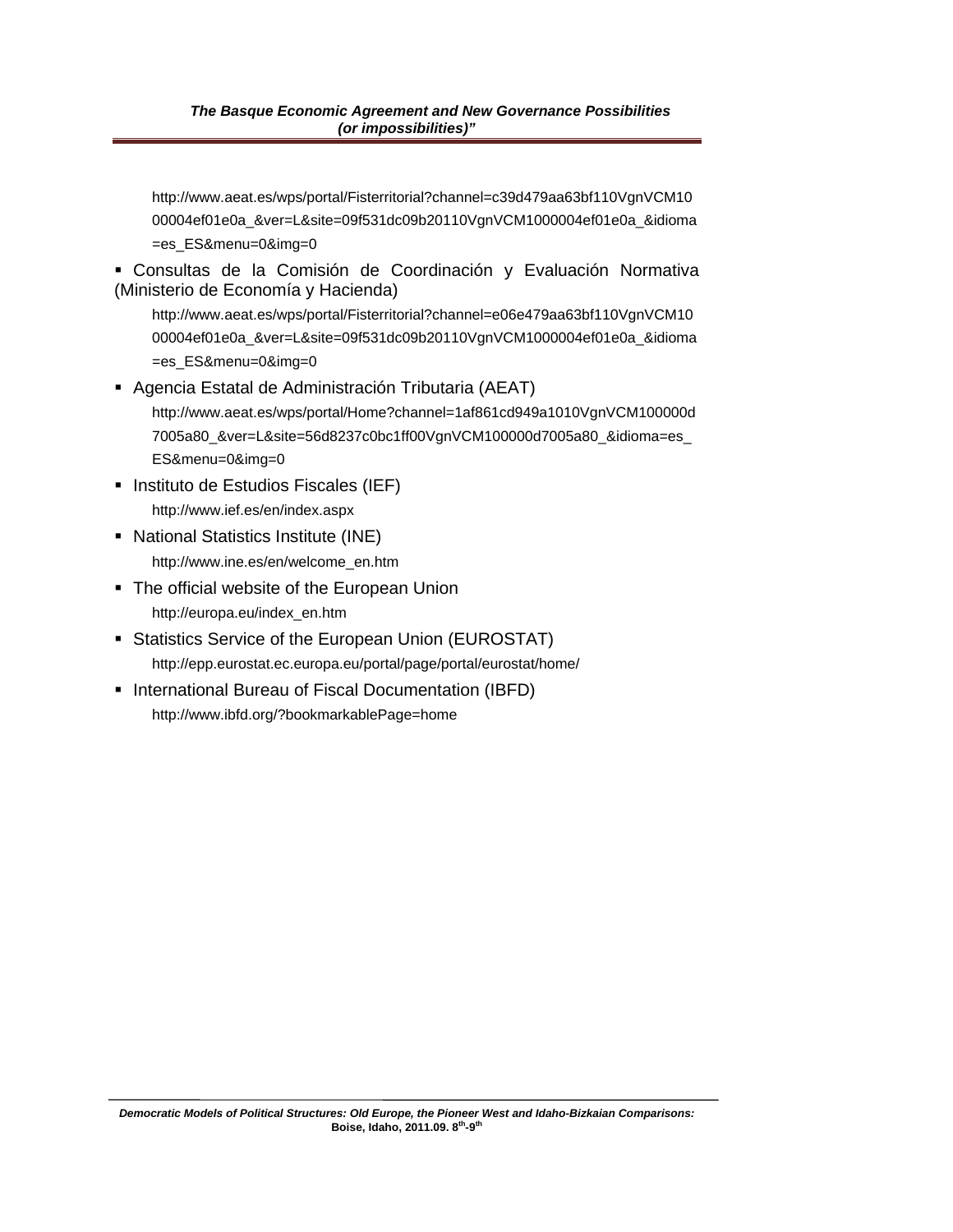http://www.aeat.es/wps/portal/Fisterritorial?channel=c39d479aa63bf110VgnVCM1000004ef01e0a_&ver=L&site=09f531dc09b20110VgnVCM1000004ef01e0a_&idioma=es_ES&menu=0&img=0

- Consultas de la Comisión de Coordinación y Evaluación Normativa (Ministerio de Economía y Hacienda)

  http://www.aeat.es/wps/portal/Fisterritorial?channel=e06e479aa63bf110VgnVCM1000004ef01e0a_&ver=L&site=09f531dc09b20110VgnVCM1000004ef01e0a_&idioma=es_ES&menu=0&img=0

- Agencia Estatal de Administración Tributaria (AEAT)

  http://www.aeat.es/wps/portal/Home?channel=1af861cd949a1010VgnVCM100000d7005a80_&ver=L&site=56d8237c0bc1ff00VgnVCM100000d7005a80_&idioma=es_ES&menu=0&img=0

- Instituto de Estudios Fiscales (IEF)

  http://www.ief.es/en/index.aspx

- National Statistics Institute (INE)

  http://www.ine.es/en/welcome_en.htm

- The official website of the European Union

  http://europa.eu/index_en.htm

- Statistics Service of the European Union (EUROSTAT)

  http://epp.eurostat.ec.europa.eu/portal/page/portal/eurostat/home/

- International Bureau of Fiscal Documentation (IBFD)

  http://www.ibfd.org/?bookmarkablePage=home